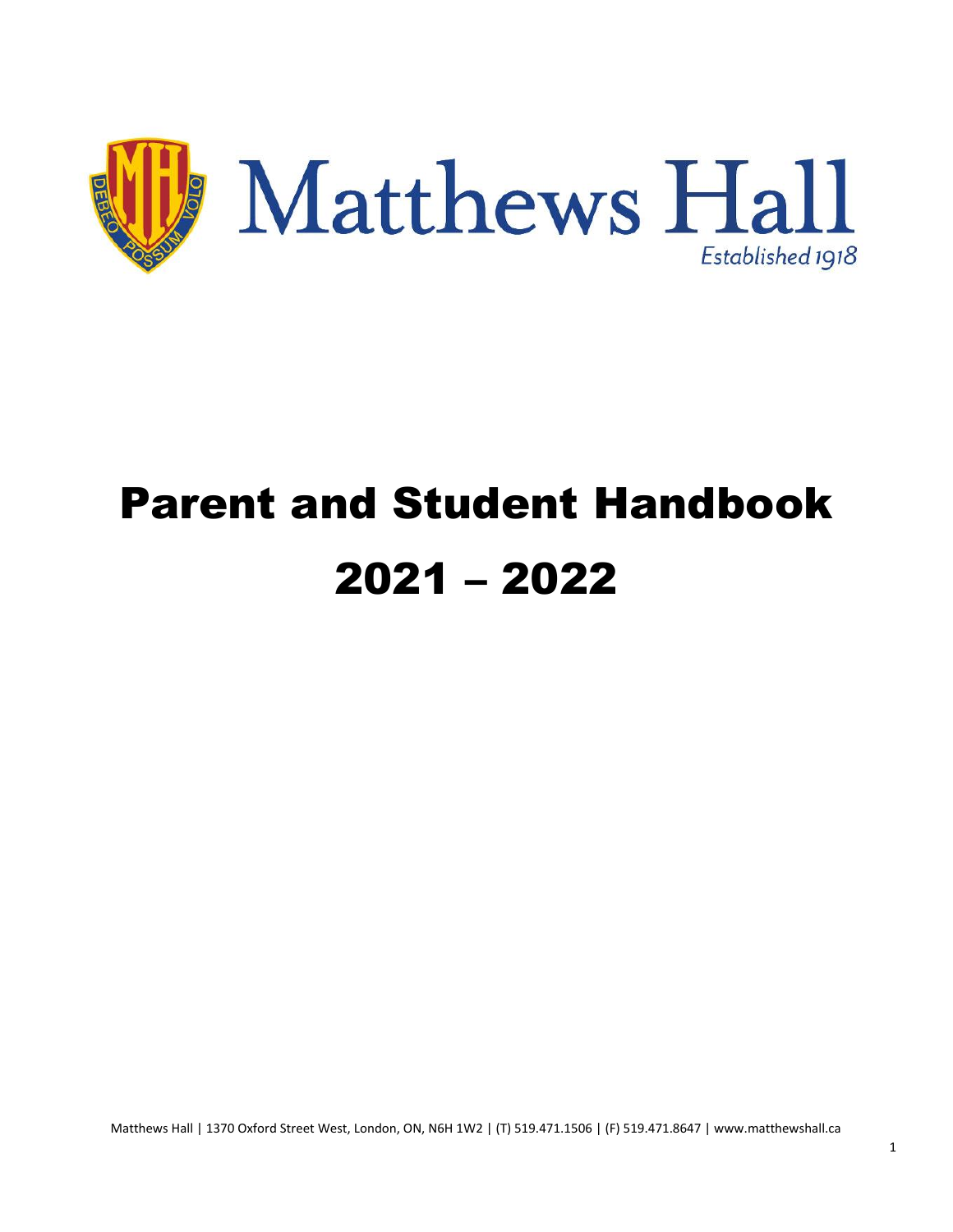Matthews Hall

*Established 1918*

# Parent and Student Handbook

# 2021 – 2022

Matthews Hall | 1370 Oxford Street West, London, ON, N6H 1W2 | (T) 519.471.1506 | (F) 519.471.8647 | www.matthewshall.ca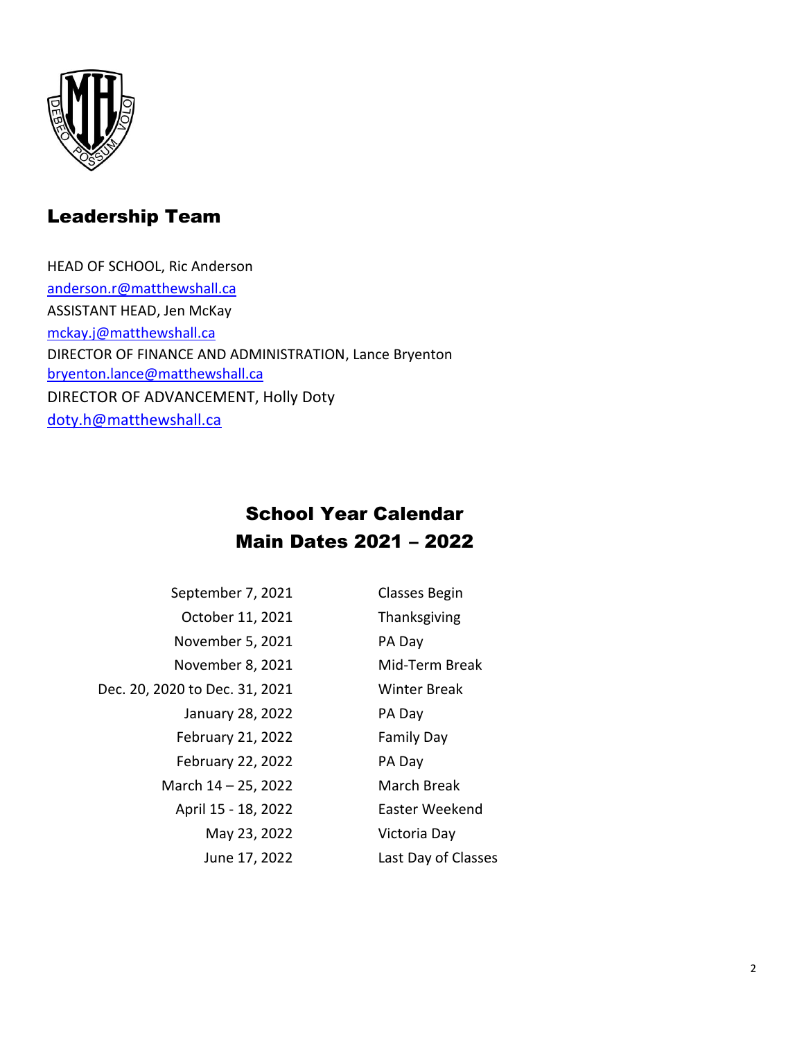## Leadership Team

HEAD OF SCHOOL, Ric Anderson
anderson.r@matthewshall.ca
ASSISTANT HEAD, Jen McKay
mckay.j@matthewshall.ca
DIRECTOR OF FINANCE AND ADMINISTRATION, Lance Bryenton
bryenton.lance@matthewshall.ca
DIRECTOR OF ADVANCEMENT, Holly Doty
doty.h@matthewshall.ca

## School Year Calendar
## Main Dates 2021 – 2022

| | |
|---|---|
| September 7, 2021 | Classes Begin |
| October 11, 2021 | Thanksgiving |
| November 5, 2021 | PA Day |
| November 8, 2021 | Mid-Term Break |
| Dec. 20, 2020 to Dec. 31, 2021 | Winter Break |
| January 28, 2022 | PA Day |
| February 21, 2022 | Family Day |
| February 22, 2022 | PA Day |
| March 14 – 25, 2022 | March Break |
| April 15 - 18, 2022 | Easter Weekend |
| May 23, 2022 | Victoria Day |
| June 17, 2022 | Last Day of Classes |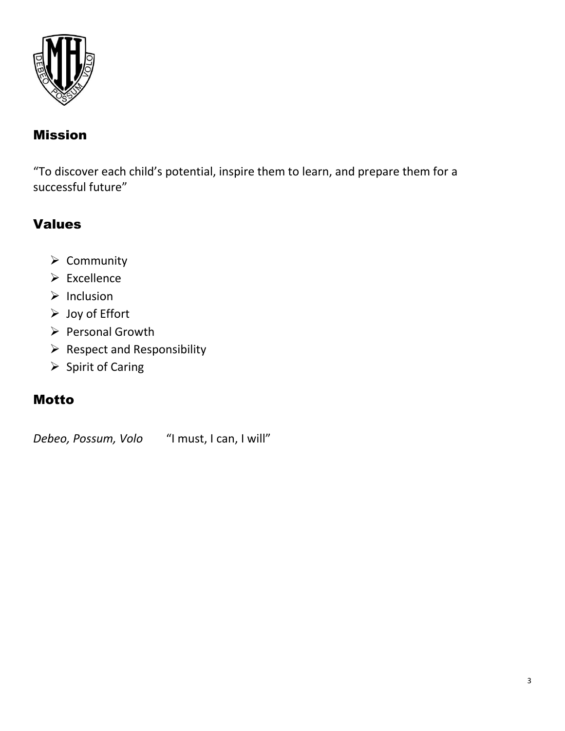## Mission

"To discover each child's potential, inspire them to learn, and prepare them for a successful future"

## Values

- Community
- Excellence
- Inclusion
- Joy of Effort
- Personal Growth
- Respect and Responsibility
- Spirit of Caring

## Motto

*Debeo, Possum, Volo* "I must, I can, I will"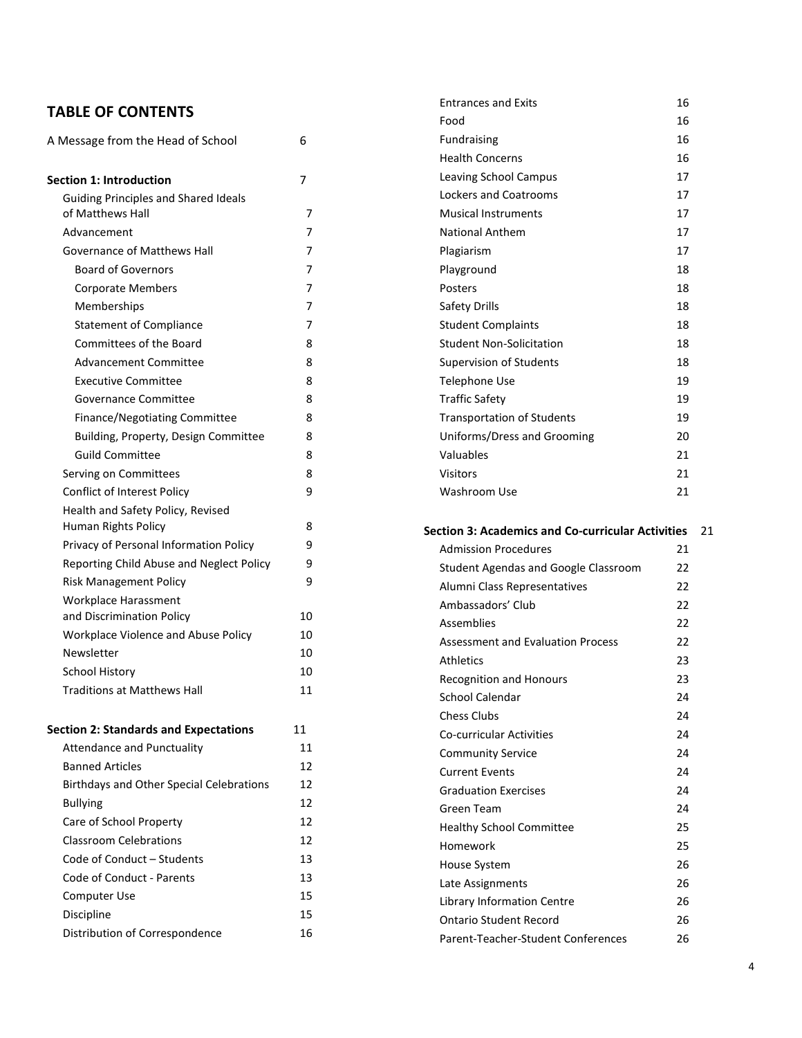## TABLE OF CONTENTS

| | |
|---|---|
| A Message from the Head of School | 6 |
| **Section 1: Introduction** | 7 |
| Guiding Principles and Shared Ideals of Matthews Hall | 7 |
| Advancement | 7 |
| Governance of Matthews Hall | 7 |
| Board of Governors | 7 |
| Corporate Members | 7 |
| Memberships | 7 |
| Statement of Compliance | 7 |
| Committees of the Board | 8 |
| Advancement Committee | 8 |
| Executive Committee | 8 |
| Governance Committee | 8 |
| Finance/Negotiating Committee | 8 |
| Building, Property, Design Committee | 8 |
| Guild Committee | 8 |
| Serving on Committees | 8 |
| Conflict of Interest Policy | 9 |
| Health and Safety Policy, Revised Human Rights Policy | 8 |
| Privacy of Personal Information Policy | 9 |
| Reporting Child Abuse and Neglect Policy | 9 |
| Risk Management Policy | 9 |
| Workplace Harassment and Discrimination Policy | 10 |
| Workplace Violence and Abuse Policy | 10 |
| Newsletter | 10 |
| School History | 10 |
| Traditions at Matthews Hall | 11 |
| **Section 2: Standards and Expectations** | 11 |
| Attendance and Punctuality | 11 |
| Banned Articles | 12 |
| Birthdays and Other Special Celebrations | 12 |
| Bullying | 12 |
| Care of School Property | 12 |
| Classroom Celebrations | 12 |
| Code of Conduct – Students | 13 |
| Code of Conduct - Parents | 13 |
| Computer Use | 15 |
| Discipline | 15 |
| Distribution of Correspondence | 16 |
| Entrances and Exits | 16 |
| Food | 16 |
| Fundraising | 16 |
| Health Concerns | 16 |
| Leaving School Campus | 17 |
| Lockers and Coatrooms | 17 |
| Musical Instruments | 17 |
| National Anthem | 17 |
| Plagiarism | 17 |
| Playground | 18 |
| Posters | 18 |
| Safety Drills | 18 |
| Student Complaints | 18 |
| Student Non-Solicitation | 18 |
| Supervision of Students | 18 |
| Telephone Use | 19 |
| Traffic Safety | 19 |
| Transportation of Students | 19 |
| Uniforms/Dress and Grooming | 20 |
| Valuables | 21 |
| Visitors | 21 |
| Washroom Use | 21 |
| **Section 3: Academics and Co-curricular Activities** | 21 |
| Admission Procedures | 21 |
| Student Agendas and Google Classroom | 22 |
| Alumni Class Representatives | 22 |
| Ambassadors' Club | 22 |
| Assemblies | 22 |
| Assessment and Evaluation Process | 22 |
| Athletics | 23 |
| Recognition and Honours | 23 |
| School Calendar | 24 |
| Chess Clubs | 24 |
| Co-curricular Activities | 24 |
| Community Service | 24 |
| Current Events | 24 |
| Graduation Exercises | 24 |
| Green Team | 24 |
| Healthy School Committee | 25 |
| Homework | 25 |
| House System | 26 |
| Late Assignments | 26 |
| Library Information Centre | 26 |
| Ontario Student Record | 26 |
| Parent-Teacher-Student Conferences | 26 |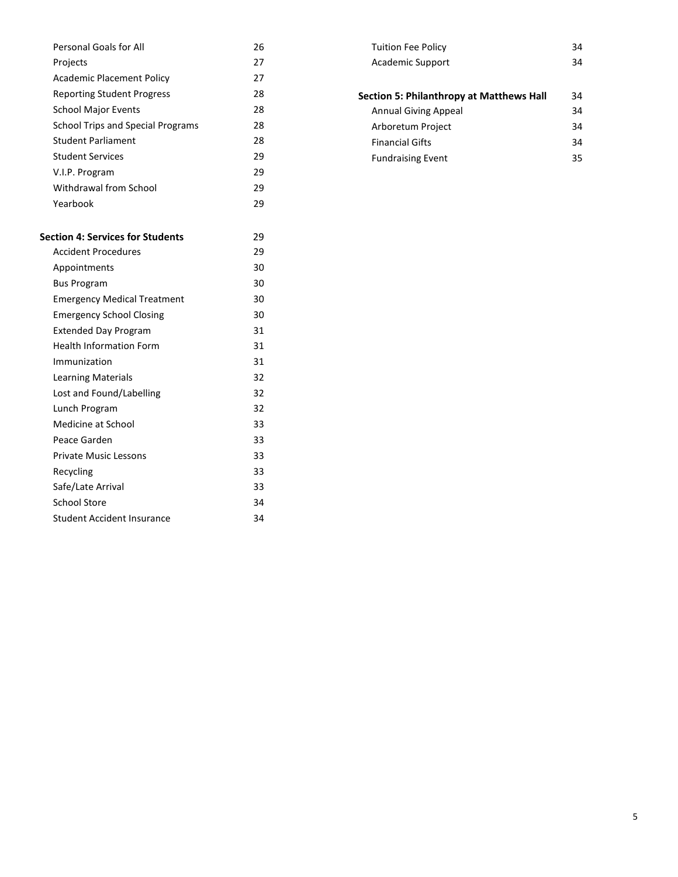| | |
|---|---|
| Personal Goals for All | 26 |
| Projects | 27 |
| Academic Placement Policy | 27 |
| Reporting Student Progress | 28 |
| School Major Events | 28 |
| School Trips and Special Programs | 28 |
| Student Parliament | 28 |
| Student Services | 29 |
| V.I.P. Program | 29 |
| Withdrawal from School | 29 |
| Yearbook | 29 |

| | |
|---|---|
| **Section 4: Services for Students** | 29 |
| Accident Procedures | 29 |
| Appointments | 30 |
| Bus Program | 30 |
| Emergency Medical Treatment | 30 |
| Emergency School Closing | 30 |
| Extended Day Program | 31 |
| Health Information Form | 31 |
| Immunization | 31 |
| Learning Materials | 32 |
| Lost and Found/Labelling | 32 |
| Lunch Program | 32 |
| Medicine at School | 33 |
| Peace Garden | 33 |
| Private Music Lessons | 33 |
| Recycling | 33 |
| Safe/Late Arrival | 33 |
| School Store | 34 |
| Student Accident Insurance | 34 |
| Tuition Fee Policy | 34 |
| Academic Support | 34 |

| | |
|---|---|
| **Section 5: Philanthropy at Matthews Hall** | 34 |
| Annual Giving Appeal | 34 |
| Arboretum Project | 34 |
| Financial Gifts | 34 |
| Fundraising Event | 35 |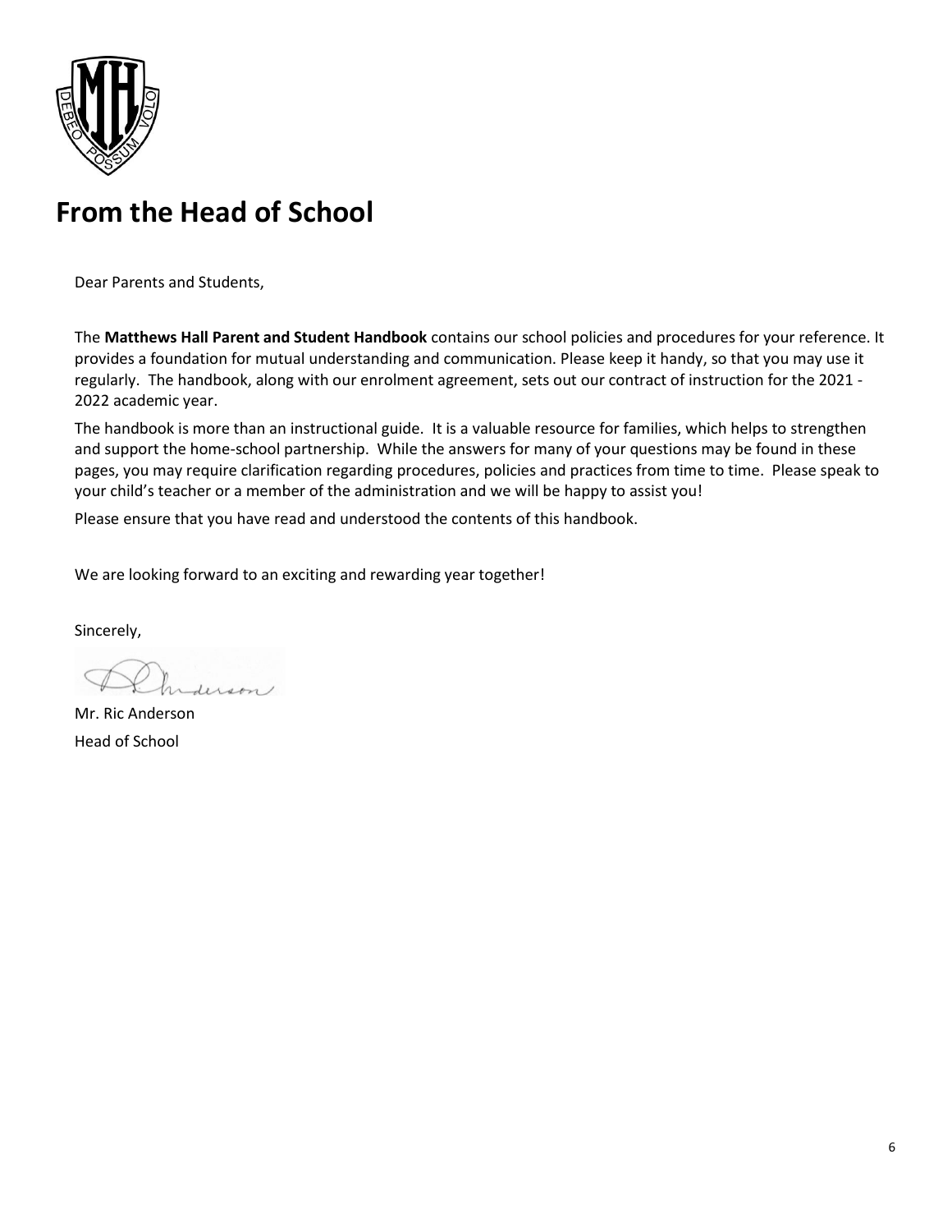# From the Head of School

Dear Parents and Students,

The **Matthews Hall Parent and Student Handbook** contains our school policies and procedures for your reference. It provides a foundation for mutual understanding and communication. Please keep it handy, so that you may use it regularly. The handbook, along with our enrolment agreement, sets out our contract of instruction for the 2021 - 2022 academic year.

The handbook is more than an instructional guide. It is a valuable resource for families, which helps to strengthen and support the home-school partnership. While the answers for many of your questions may be found in these pages, you may require clarification regarding procedures, policies and practices from time to time. Please speak to your child's teacher or a member of the administration and we will be happy to assist you!

Please ensure that you have read and understood the contents of this handbook.

We are looking forward to an exciting and rewarding year together!

Sincerely,

Mr. Ric Anderson
Head of School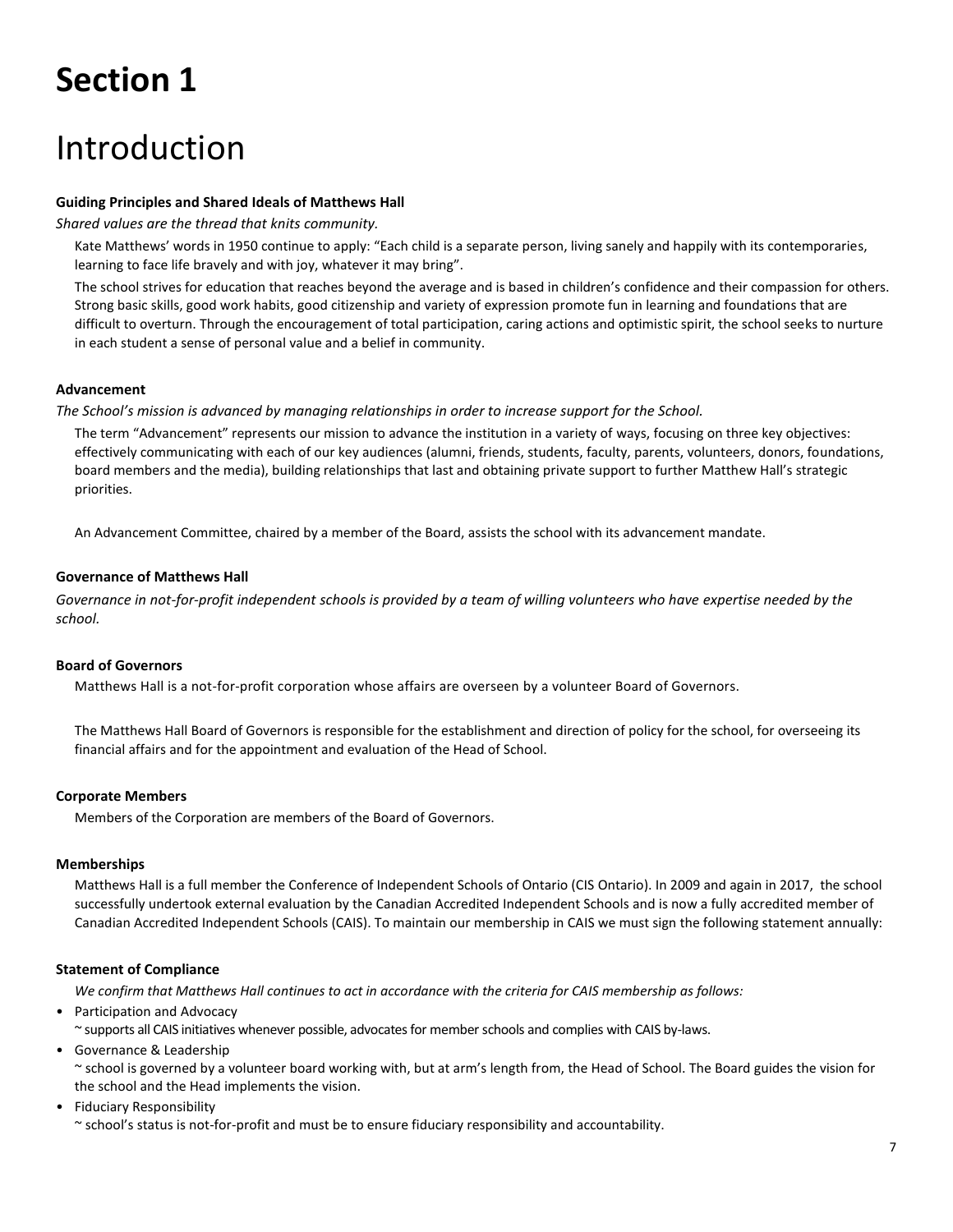# Section 1

## Introduction

**Guiding Principles and Shared Ideals of Matthews Hall**

*Shared values are the thread that knits community.*

Kate Matthews' words in 1950 continue to apply: "Each child is a separate person, living sanely and happily with its contemporaries, learning to face life bravely and with joy, whatever it may bring".

The school strives for education that reaches beyond the average and is based in children's confidence and their compassion for others. Strong basic skills, good work habits, good citizenship and variety of expression promote fun in learning and foundations that are difficult to overturn. Through the encouragement of total participation, caring actions and optimistic spirit, the school seeks to nurture in each student a sense of personal value and a belief in community.

**Advancement**

*The School's mission is advanced by managing relationships in order to increase support for the School.*

The term "Advancement" represents our mission to advance the institution in a variety of ways, focusing on three key objectives: effectively communicating with each of our key audiences (alumni, friends, students, faculty, parents, volunteers, donors, foundations, board members and the media), building relationships that last and obtaining private support to further Matthew Hall's strategic priorities.

An Advancement Committee, chaired by a member of the Board, assists the school with its advancement mandate.

**Governance of Matthews Hall**

*Governance in not-for-profit independent schools is provided by a team of willing volunteers who have expertise needed by the school.*

**Board of Governors**

Matthews Hall is a not-for-profit corporation whose affairs are overseen by a volunteer Board of Governors.

The Matthews Hall Board of Governors is responsible for the establishment and direction of policy for the school, for overseeing its financial affairs and for the appointment and evaluation of the Head of School.

**Corporate Members**

Members of the Corporation are members of the Board of Governors.

**Memberships**

Matthews Hall is a full member the Conference of Independent Schools of Ontario (CIS Ontario). In 2009 and again in 2017, the school successfully undertook external evaluation by the Canadian Accredited Independent Schools and is now a fully accredited member of Canadian Accredited Independent Schools (CAIS). To maintain our membership in CAIS we must sign the following statement annually:

**Statement of Compliance**

*We confirm that Matthews Hall continues to act in accordance with the criteria for CAIS membership as follows:*

- Participation and Advocacy
  ~ supports all CAIS initiatives whenever possible, advocates for member schools and complies with CAIS by-laws.
- Governance & Leadership
  ~ school is governed by a volunteer board working with, but at arm's length from, the Head of School. The Board guides the vision for the school and the Head implements the vision.
- Fiduciary Responsibility
  ~ school's status is not-for-profit and must be to ensure fiduciary responsibility and accountability.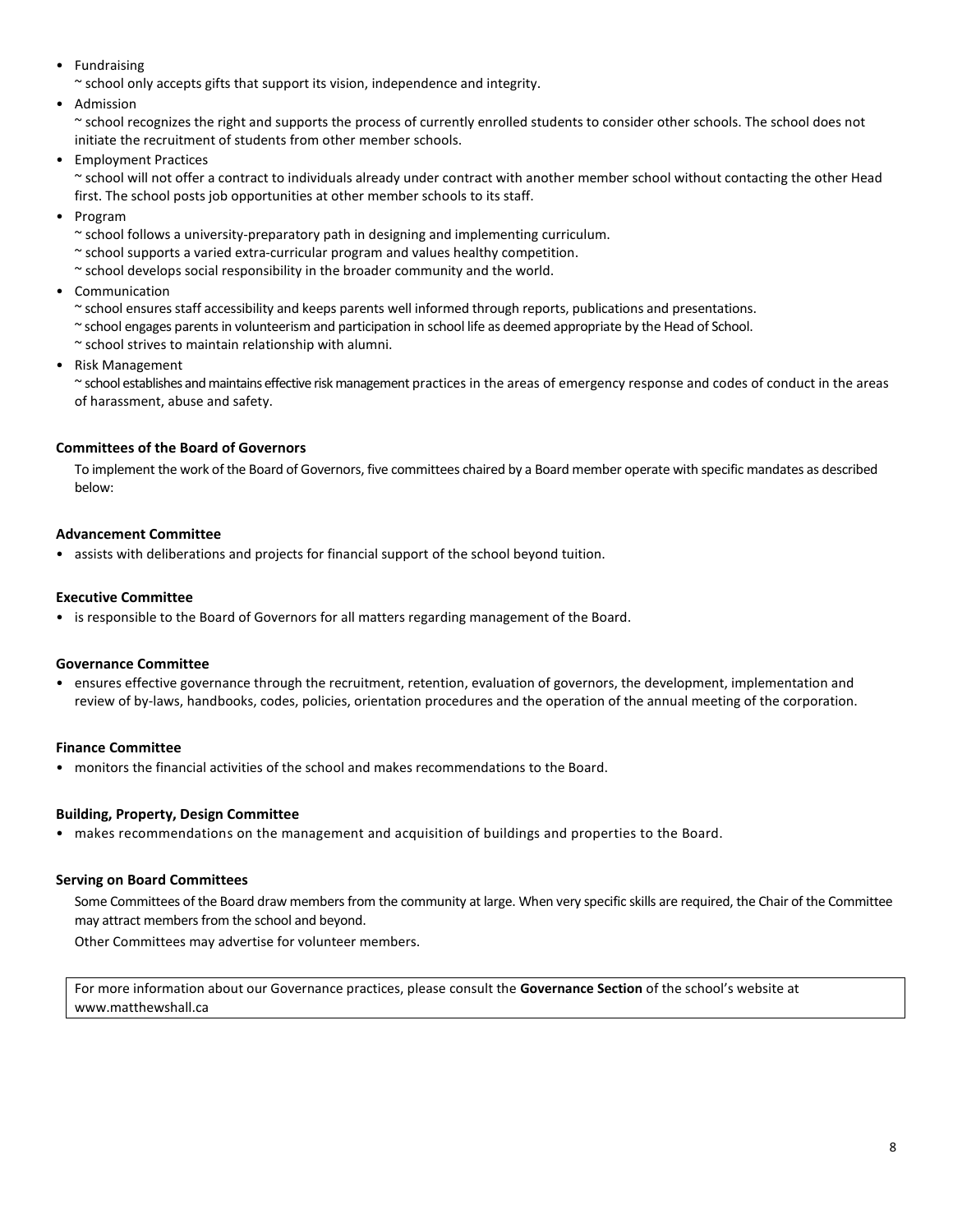- Fundraising
  ~ school only accepts gifts that support its vision, independence and integrity.
- Admission
  ~ school recognizes the right and supports the process of currently enrolled students to consider other schools. The school does not initiate the recruitment of students from other member schools.
- Employment Practices
  ~ school will not offer a contract to individuals already under contract with another member school without contacting the other Head first. The school posts job opportunities at other member schools to its staff.
- Program
  ~ school follows a university-preparatory path in designing and implementing curriculum.
  ~ school supports a varied extra-curricular program and values healthy competition.
  ~ school develops social responsibility in the broader community and the world.
- Communication
  ~ school ensures staff accessibility and keeps parents well informed through reports, publications and presentations.
  ~ school engages parents in volunteerism and participation in school life as deemed appropriate by the Head of School.
  ~ school strives to maintain relationship with alumni.
- Risk Management
  ~ school establishes and maintains effective risk management practices in the areas of emergency response and codes of conduct in the areas of harassment, abuse and safety.

**Committees of the Board of Governors**

To implement the work of the Board of Governors, five committees chaired by a Board member operate with specific mandates as described below:

**Advancement Committee**

- assists with deliberations and projects for financial support of the school beyond tuition.

**Executive Committee**

- is responsible to the Board of Governors for all matters regarding management of the Board.

**Governance Committee**

- ensures effective governance through the recruitment, retention, evaluation of governors, the development, implementation and review of by-laws, handbooks, codes, policies, orientation procedures and the operation of the annual meeting of the corporation.

**Finance Committee**

- monitors the financial activities of the school and makes recommendations to the Board.

**Building, Property, Design Committee**

- makes recommendations on the management and acquisition of buildings and properties to the Board.

**Serving on Board Committees**

Some Committees of the Board draw members from the community at large. When very specific skills are required, the Chair of the Committee may attract members from the school and beyond.

Other Committees may advertise for volunteer members.

For more information about our Governance practices, please consult the **Governance Section** of the school's website at www.matthewshall.ca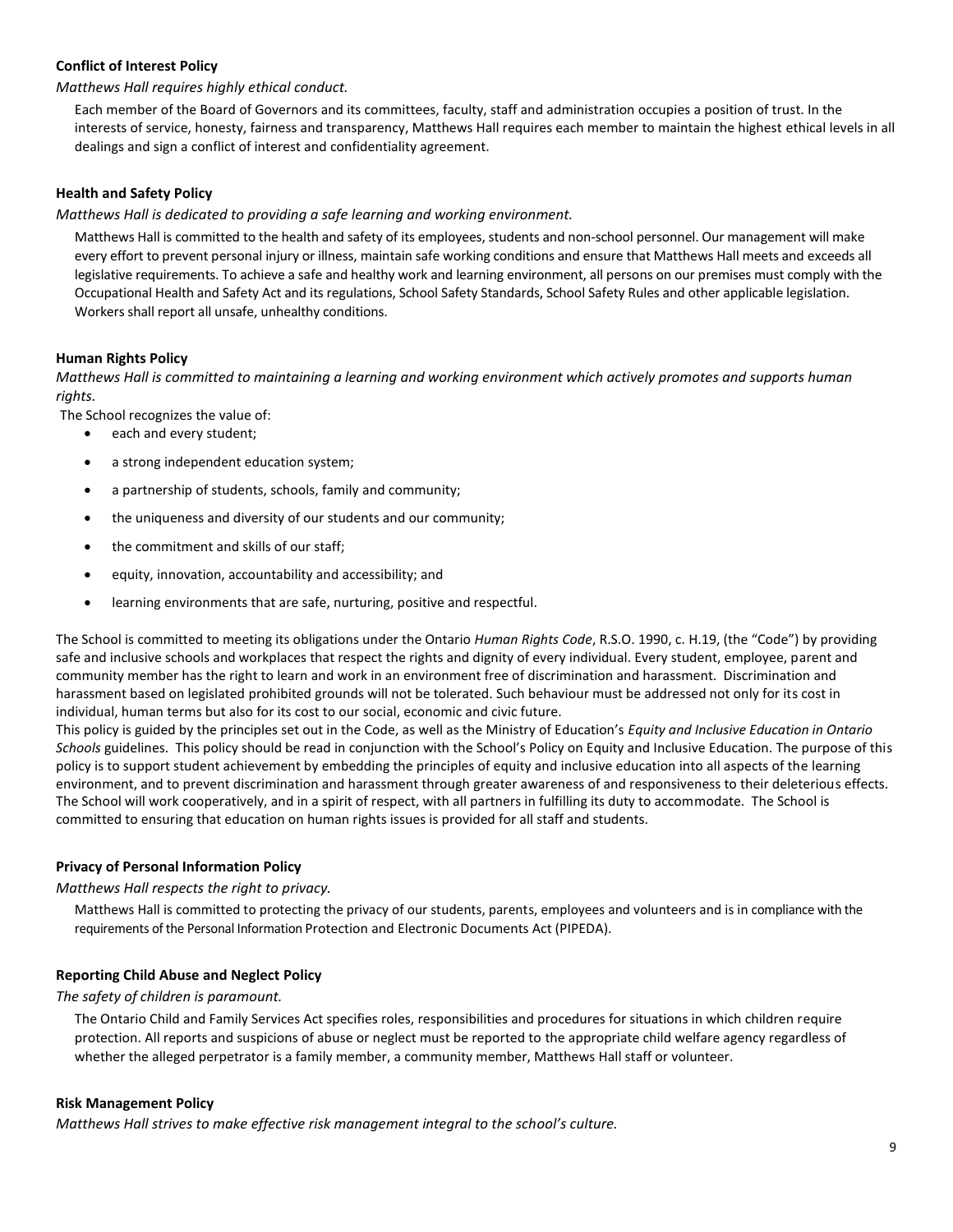**Conflict of Interest Policy**

*Matthews Hall requires highly ethical conduct.*

Each member of the Board of Governors and its committees, faculty, staff and administration occupies a position of trust. In the interests of service, honesty, fairness and transparency, Matthews Hall requires each member to maintain the highest ethical levels in all dealings and sign a conflict of interest and confidentiality agreement.

**Health and Safety Policy**

*Matthews Hall is dedicated to providing a safe learning and working environment.*

Matthews Hall is committed to the health and safety of its employees, students and non-school personnel. Our management will make every effort to prevent personal injury or illness, maintain safe working conditions and ensure that Matthews Hall meets and exceeds all legislative requirements. To achieve a safe and healthy work and learning environment, all persons on our premises must comply with the Occupational Health and Safety Act and its regulations, School Safety Standards, School Safety Rules and other applicable legislation. Workers shall report all unsafe, unhealthy conditions.

**Human Rights Policy**

*Matthews Hall is committed to maintaining a learning and working environment which actively promotes and supports human rights.*

The School recognizes the value of:

- each and every student;
- a strong independent education system;
- a partnership of students, schools, family and community;
- the uniqueness and diversity of our students and our community;
- the commitment and skills of our staff;
- equity, innovation, accountability and accessibility; and
- learning environments that are safe, nurturing, positive and respectful.

The School is committed to meeting its obligations under the Ontario *Human Rights Code*, R.S.O. 1990, c. H.19, (the "Code") by providing safe and inclusive schools and workplaces that respect the rights and dignity of every individual. Every student, employee, parent and community member has the right to learn and work in an environment free of discrimination and harassment. Discrimination and harassment based on legislated prohibited grounds will not be tolerated. Such behaviour must be addressed not only for its cost in individual, human terms but also for its cost to our social, economic and civic future.

This policy is guided by the principles set out in the Code, as well as the Ministry of Education's *Equity and Inclusive Education in Ontario Schools* guidelines. This policy should be read in conjunction with the School's Policy on Equity and Inclusive Education. The purpose of this policy is to support student achievement by embedding the principles of equity and inclusive education into all aspects of the learning environment, and to prevent discrimination and harassment through greater awareness of and responsiveness to their deleterious effects. The School will work cooperatively, and in a spirit of respect, with all partners in fulfilling its duty to accommodate. The School is committed to ensuring that education on human rights issues is provided for all staff and students.

**Privacy of Personal Information Policy**

*Matthews Hall respects the right to privacy.*

Matthews Hall is committed to protecting the privacy of our students, parents, employees and volunteers and is in compliance with the requirements of the Personal Information Protection and Electronic Documents Act (PIPEDA).

**Reporting Child Abuse and Neglect Policy**

*The safety of children is paramount.*

The Ontario Child and Family Services Act specifies roles, responsibilities and procedures for situations in which children require protection. All reports and suspicions of abuse or neglect must be reported to the appropriate child welfare agency regardless of whether the alleged perpetrator is a family member, a community member, Matthews Hall staff or volunteer.

**Risk Management Policy**

*Matthews Hall strives to make effective risk management integral to the school's culture.*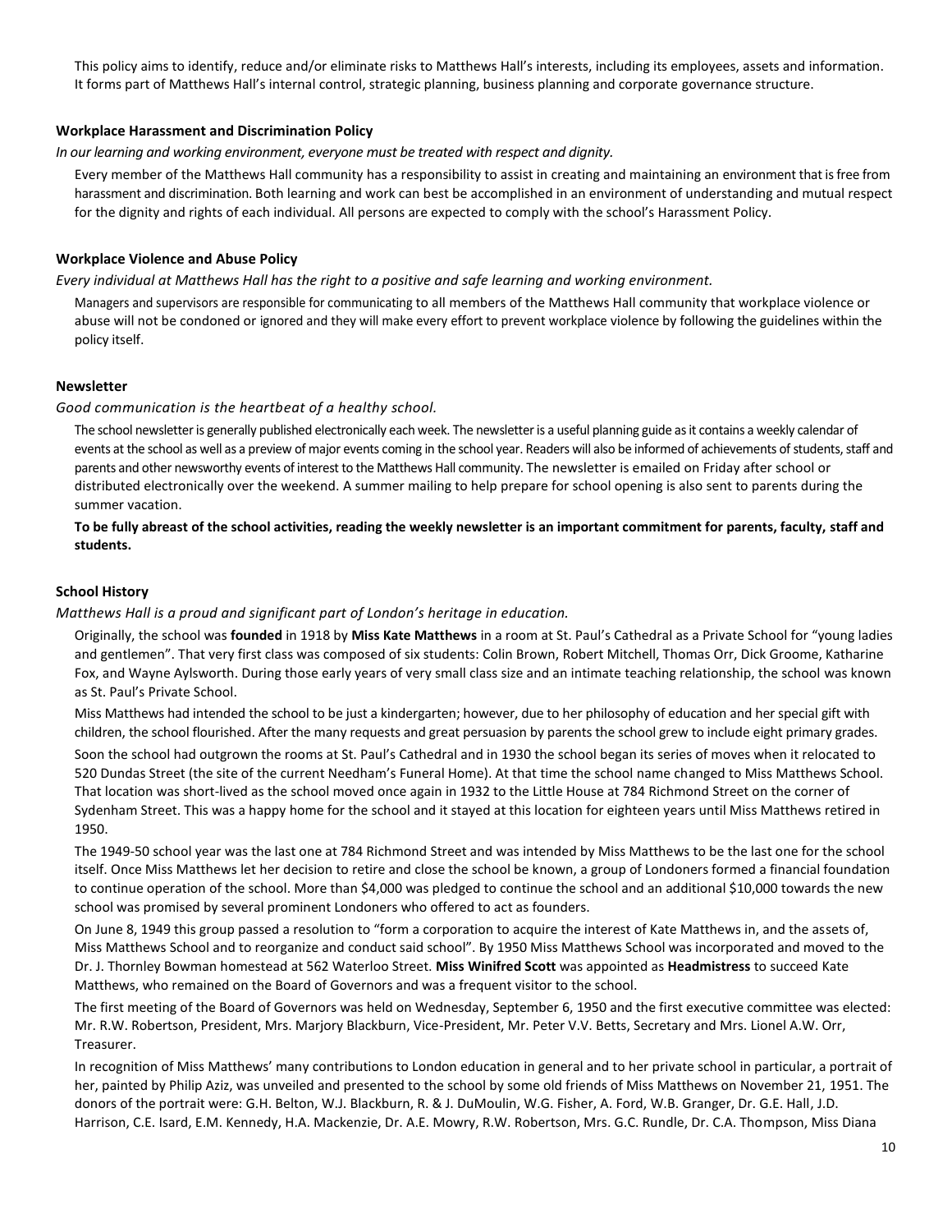This policy aims to identify, reduce and/or eliminate risks to Matthews Hall's interests, including its employees, assets and information. It forms part of Matthews Hall's internal control, strategic planning, business planning and corporate governance structure.

**Workplace Harassment and Discrimination Policy**

*In our learning and working environment, everyone must be treated with respect and dignity.*

Every member of the Matthews Hall community has a responsibility to assist in creating and maintaining an environment that is free from harassment and discrimination. Both learning and work can best be accomplished in an environment of understanding and mutual respect for the dignity and rights of each individual. All persons are expected to comply with the school's Harassment Policy.

**Workplace Violence and Abuse Policy**

*Every individual at Matthews Hall has the right to a positive and safe learning and working environment.*

Managers and supervisors are responsible for communicating to all members of the Matthews Hall community that workplace violence or abuse will not be condoned or ignored and they will make every effort to prevent workplace violence by following the guidelines within the policy itself.

**Newsletter**

*Good communication is the heartbeat of a healthy school.*

The school newsletter is generally published electronically each week. The newsletter is a useful planning guide as it contains a weekly calendar of events at the school as well as a preview of major events coming in the school year. Readers will also be informed of achievements of students, staff and parents and other newsworthy events of interest to the Matthews Hall community. The newsletter is emailed on Friday after school or distributed electronically over the weekend. A summer mailing to help prepare for school opening is also sent to parents during the summer vacation.

**To be fully abreast of the school activities, reading the weekly newsletter is an important commitment for parents, faculty, staff and students.**

**School History**

*Matthews Hall is a proud and significant part of London's heritage in education.*

Originally, the school was **founded** in 1918 by **Miss Kate Matthews** in a room at St. Paul's Cathedral as a Private School for "young ladies and gentlemen". That very first class was composed of six students: Colin Brown, Robert Mitchell, Thomas Orr, Dick Groome, Katharine Fox, and Wayne Aylsworth. During those early years of very small class size and an intimate teaching relationship, the school was known as St. Paul's Private School.

Miss Matthews had intended the school to be just a kindergarten; however, due to her philosophy of education and her special gift with children, the school flourished. After the many requests and great persuasion by parents the school grew to include eight primary grades.

Soon the school had outgrown the rooms at St. Paul's Cathedral and in 1930 the school began its series of moves when it relocated to 520 Dundas Street (the site of the current Needham's Funeral Home). At that time the school name changed to Miss Matthews School. That location was short-lived as the school moved once again in 1932 to the Little House at 784 Richmond Street on the corner of Sydenham Street. This was a happy home for the school and it stayed at this location for eighteen years until Miss Matthews retired in 1950.

The 1949-50 school year was the last one at 784 Richmond Street and was intended by Miss Matthews to be the last one for the school itself. Once Miss Matthews let her decision to retire and close the school be known, a group of Londoners formed a financial foundation to continue operation of the school. More than $4,000 was pledged to continue the school and an additional $10,000 towards the new school was promised by several prominent Londoners who offered to act as founders.

On June 8, 1949 this group passed a resolution to "form a corporation to acquire the interest of Kate Matthews in, and the assets of, Miss Matthews School and to reorganize and conduct said school". By 1950 Miss Matthews School was incorporated and moved to the Dr. J. Thornley Bowman homestead at 562 Waterloo Street. **Miss Winifred Scott** was appointed as **Headmistress** to succeed Kate Matthews, who remained on the Board of Governors and was a frequent visitor to the school.

The first meeting of the Board of Governors was held on Wednesday, September 6, 1950 and the first executive committee was elected: Mr. R.W. Robertson, President, Mrs. Marjory Blackburn, Vice-President, Mr. Peter V.V. Betts, Secretary and Mrs. Lionel A.W. Orr, Treasurer.

In recognition of Miss Matthews' many contributions to London education in general and to her private school in particular, a portrait of her, painted by Philip Aziz, was unveiled and presented to the school by some old friends of Miss Matthews on November 21, 1951. The donors of the portrait were: G.H. Belton, W.J. Blackburn, R. & J. DuMoulin, W.G. Fisher, A. Ford, W.B. Granger, Dr. G.E. Hall, J.D. Harrison, C.E. Isard, E.M. Kennedy, H.A. Mackenzie, Dr. A.E. Mowry, R.W. Robertson, Mrs. G.C. Rundle, Dr. C.A. Thompson, Miss Diana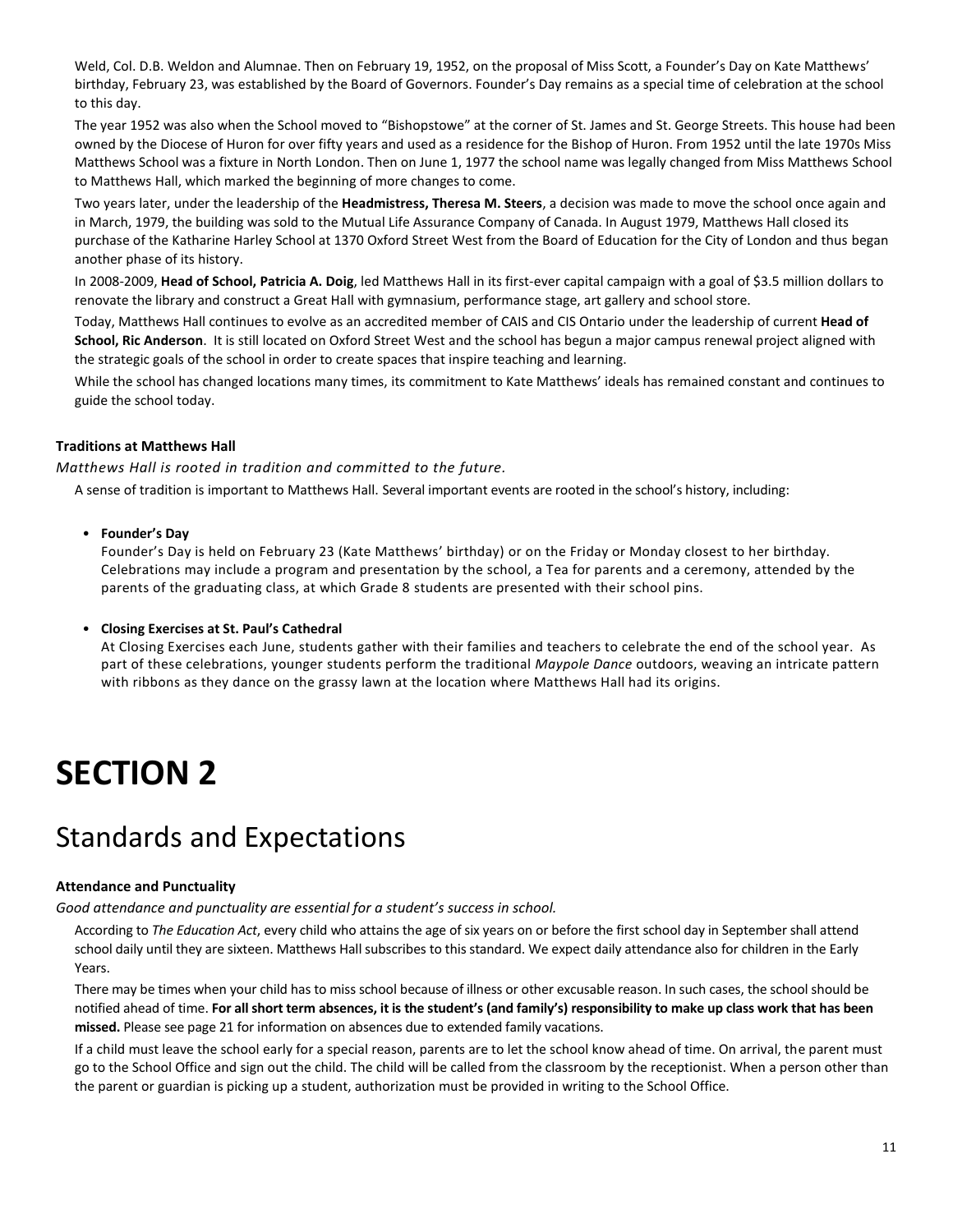Weld, Col. D.B. Weldon and Alumnae. Then on February 19, 1952, on the proposal of Miss Scott, a Founder's Day on Kate Matthews' birthday, February 23, was established by the Board of Governors. Founder's Day remains as a special time of celebration at the school to this day.

The year 1952 was also when the School moved to "Bishopstowe" at the corner of St. James and St. George Streets. This house had been owned by the Diocese of Huron for over fifty years and used as a residence for the Bishop of Huron. From 1952 until the late 1970s Miss Matthews School was a fixture in North London. Then on June 1, 1977 the school name was legally changed from Miss Matthews School to Matthews Hall, which marked the beginning of more changes to come.

Two years later, under the leadership of the **Headmistress, Theresa M. Steers**, a decision was made to move the school once again and in March, 1979, the building was sold to the Mutual Life Assurance Company of Canada. In August 1979, Matthews Hall closed its purchase of the Katharine Harley School at 1370 Oxford Street West from the Board of Education for the City of London and thus began another phase of its history.

In 2008-2009, **Head of School, Patricia A. Doig**, led Matthews Hall in its first-ever capital campaign with a goal of $3.5 million dollars to renovate the library and construct a Great Hall with gymnasium, performance stage, art gallery and school store.

Today, Matthews Hall continues to evolve as an accredited member of CAIS and CIS Ontario under the leadership of current **Head of School, Ric Anderson**. It is still located on Oxford Street West and the school has begun a major campus renewal project aligned with the strategic goals of the school in order to create spaces that inspire teaching and learning.

While the school has changed locations many times, its commitment to Kate Matthews' ideals has remained constant and continues to guide the school today.

**Traditions at Matthews Hall**

*Matthews Hall is rooted in tradition and committed to the future.*

A sense of tradition is important to Matthews Hall. Several important events are rooted in the school's history, including:

- **Founder's Day**
  Founder's Day is held on February 23 (Kate Matthews' birthday) or on the Friday or Monday closest to her birthday. Celebrations may include a program and presentation by the school, a Tea for parents and a ceremony, attended by the parents of the graduating class, at which Grade 8 students are presented with their school pins.

- **Closing Exercises at St. Paul's Cathedral**
  At Closing Exercises each June, students gather with their families and teachers to celebrate the end of the school year. As part of these celebrations, younger students perform the traditional *Maypole Dance* outdoors, weaving an intricate pattern with ribbons as they dance on the grassy lawn at the location where Matthews Hall had its origins.

# SECTION 2

## Standards and Expectations

**Attendance and Punctuality**

*Good attendance and punctuality are essential for a student's success in school.*

According to *The Education Act*, every child who attains the age of six years on or before the first school day in September shall attend school daily until they are sixteen. Matthews Hall subscribes to this standard. We expect daily attendance also for children in the Early Years.

There may be times when your child has to miss school because of illness or other excusable reason. In such cases, the school should be notified ahead of time. **For all short term absences, it is the student's (and family's) responsibility to make up class work that has been missed.** Please see page 21 for information on absences due to extended family vacations.

If a child must leave the school early for a special reason, parents are to let the school know ahead of time. On arrival, the parent must go to the School Office and sign out the child. The child will be called from the classroom by the receptionist. When a person other than the parent or guardian is picking up a student, authorization must be provided in writing to the School Office.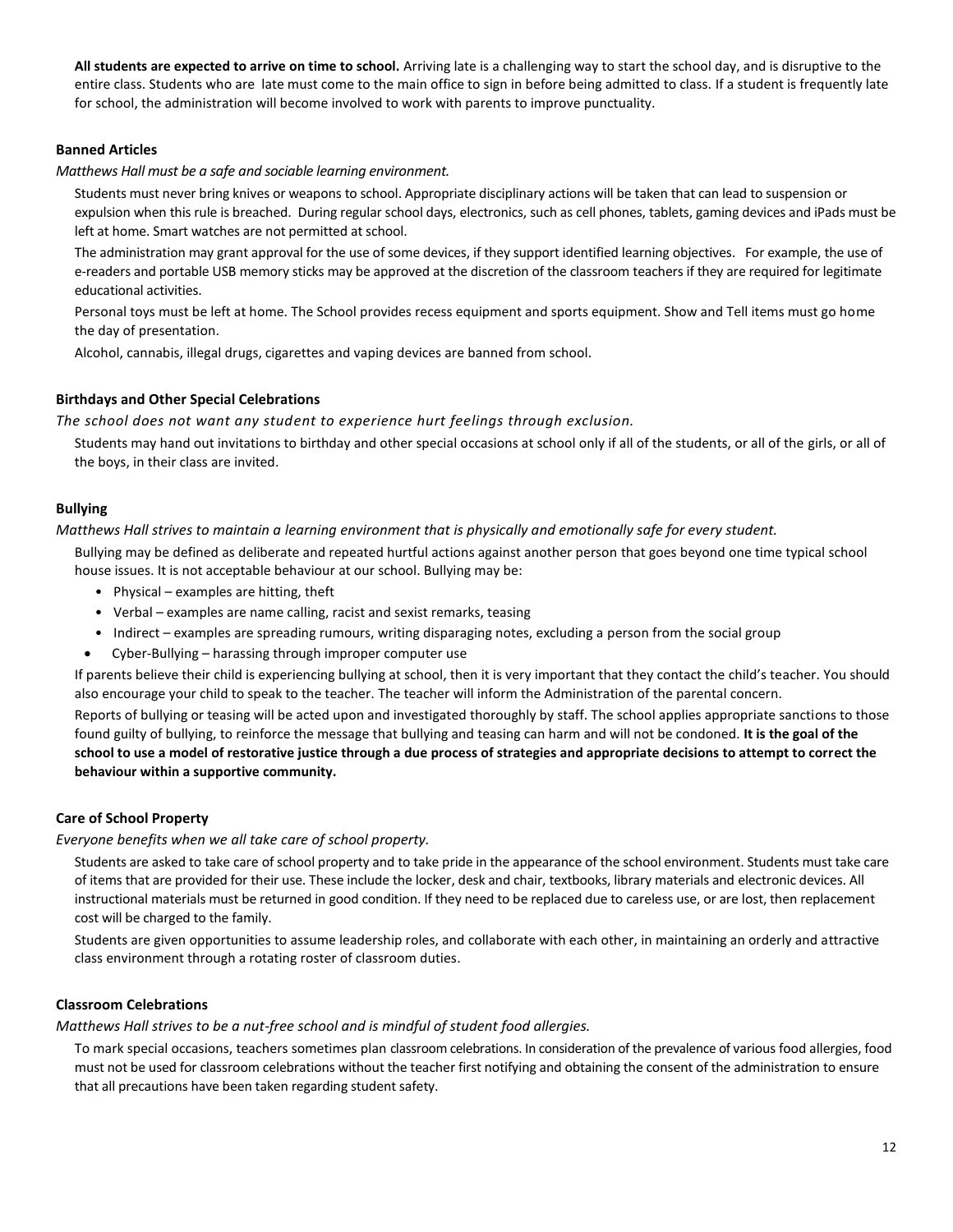**All students are expected to arrive on time to school.** Arriving late is a challenging way to start the school day, and is disruptive to the entire class. Students who are late must come to the main office to sign in before being admitted to class. If a student is frequently late for school, the administration will become involved to work with parents to improve punctuality.

### Banned Articles

*Matthews Hall must be a safe and sociable learning environment.*

Students must never bring knives or weapons to school. Appropriate disciplinary actions will be taken that can lead to suspension or expulsion when this rule is breached. During regular school days, electronics, such as cell phones, tablets, gaming devices and iPads must be left at home. Smart watches are not permitted at school.

The administration may grant approval for the use of some devices, if they support identified learning objectives. For example, the use of e-readers and portable USB memory sticks may be approved at the discretion of the classroom teachers if they are required for legitimate educational activities.

Personal toys must be left at home. The School provides recess equipment and sports equipment. Show and Tell items must go home the day of presentation.

Alcohol, cannabis, illegal drugs, cigarettes and vaping devices are banned from school.

### Birthdays and Other Special Celebrations

*The school does not want any student to experience hurt feelings through exclusion.*

Students may hand out invitations to birthday and other special occasions at school only if all of the students, or all of the girls, or all of the boys, in their class are invited.

### Bullying

*Matthews Hall strives to maintain a learning environment that is physically and emotionally safe for every student.*

Bullying may be defined as deliberate and repeated hurtful actions against another person that goes beyond one time typical school house issues. It is not acceptable behaviour at our school. Bullying may be:

- Physical – examples are hitting, theft
- Verbal – examples are name calling, racist and sexist remarks, teasing
- Indirect – examples are spreading rumours, writing disparaging notes, excluding a person from the social group
- Cyber-Bullying – harassing through improper computer use

If parents believe their child is experiencing bullying at school, then it is very important that they contact the child's teacher. You should also encourage your child to speak to the teacher. The teacher will inform the Administration of the parental concern.

Reports of bullying or teasing will be acted upon and investigated thoroughly by staff. The school applies appropriate sanctions to those found guilty of bullying, to reinforce the message that bullying and teasing can harm and will not be condoned. **It is the goal of the school to use a model of restorative justice through a due process of strategies and appropriate decisions to attempt to correct the behaviour within a supportive community.**

### Care of School Property

*Everyone benefits when we all take care of school property.*

Students are asked to take care of school property and to take pride in the appearance of the school environment. Students must take care of items that are provided for their use. These include the locker, desk and chair, textbooks, library materials and electronic devices. All instructional materials must be returned in good condition. If they need to be replaced due to careless use, or are lost, then replacement cost will be charged to the family.

Students are given opportunities to assume leadership roles, and collaborate with each other, in maintaining an orderly and attractive class environment through a rotating roster of classroom duties.

### Classroom Celebrations

*Matthews Hall strives to be a nut-free school and is mindful of student food allergies.*

To mark special occasions, teachers sometimes plan classroom celebrations. In consideration of the prevalence of various food allergies, food must not be used for classroom celebrations without the teacher first notifying and obtaining the consent of the administration to ensure that all precautions have been taken regarding student safety.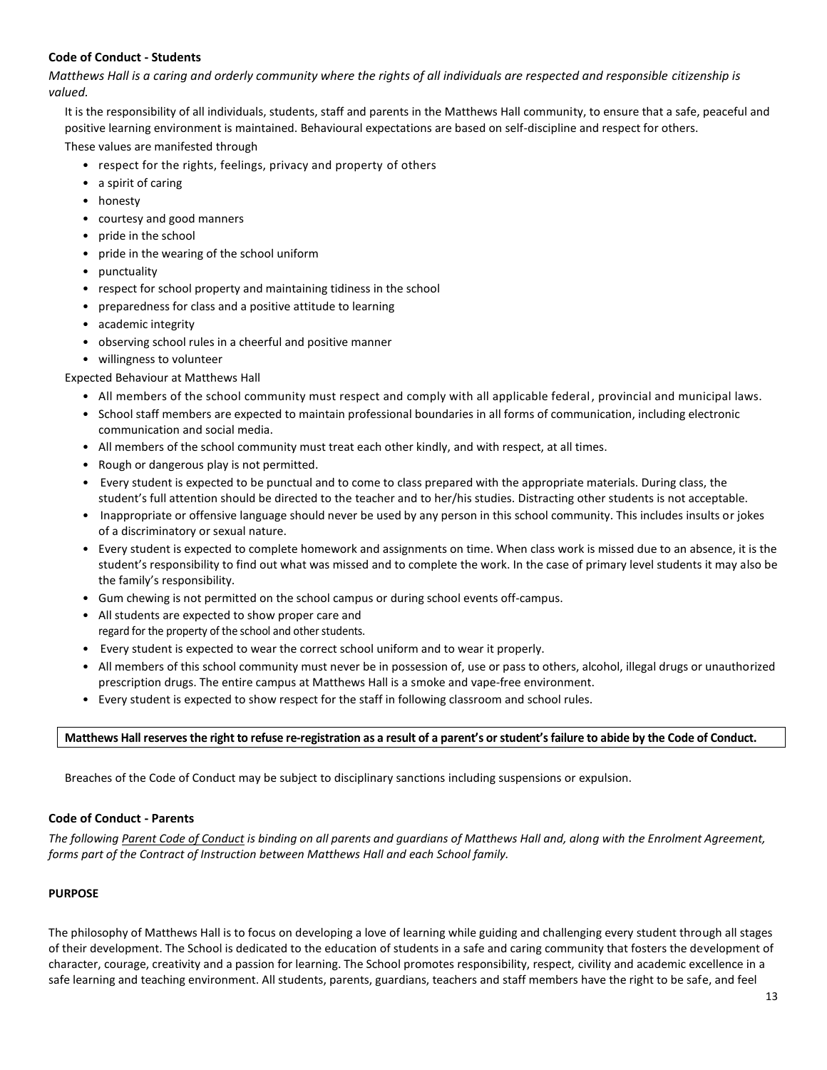### Code of Conduct - Students

*Matthews Hall is a caring and orderly community where the rights of all individuals are respected and responsible citizenship is valued.*

It is the responsibility of all individuals, students, staff and parents in the Matthews Hall community, to ensure that a safe, peaceful and positive learning environment is maintained. Behavioural expectations are based on self-discipline and respect for others.

These values are manifested through

- respect for the rights, feelings, privacy and property of others
- a spirit of caring
- honesty
- courtesy and good manners
- pride in the school
- pride in the wearing of the school uniform
- punctuality
- respect for school property and maintaining tidiness in the school
- preparedness for class and a positive attitude to learning
- academic integrity
- observing school rules in a cheerful and positive manner
- willingness to volunteer

Expected Behaviour at Matthews Hall

- All members of the school community must respect and comply with all applicable federal, provincial and municipal laws.
- School staff members are expected to maintain professional boundaries in all forms of communication, including electronic communication and social media.
- All members of the school community must treat each other kindly, and with respect, at all times.
- Rough or dangerous play is not permitted.
- Every student is expected to be punctual and to come to class prepared with the appropriate materials. During class, the student's full attention should be directed to the teacher and to her/his studies. Distracting other students is not acceptable.
- Inappropriate or offensive language should never be used by any person in this school community. This includes insults or jokes of a discriminatory or sexual nature.
- Every student is expected to complete homework and assignments on time. When class work is missed due to an absence, it is the student's responsibility to find out what was missed and to complete the work. In the case of primary level students it may also be the family's responsibility.
- Gum chewing is not permitted on the school campus or during school events off-campus.
- All students are expected to show proper care and regard for the property of the school and other students.
- Every student is expected to wear the correct school uniform and to wear it properly.
- All members of this school community must never be in possession of, use or pass to others, alcohol, illegal drugs or unauthorized prescription drugs. The entire campus at Matthews Hall is a smoke and vape-free environment.
- Every student is expected to show respect for the staff in following classroom and school rules.

**Matthews Hall reserves the right to refuse re-registration as a result of a parent's or student's failure to abide by the Code of Conduct.**

Breaches of the Code of Conduct may be subject to disciplinary sanctions including suspensions or expulsion.

### Code of Conduct - Parents

*The following Parent Code of Conduct is binding on all parents and guardians of Matthews Hall and, along with the Enrolment Agreement, forms part of the Contract of Instruction between Matthews Hall and each School family.*

#### PURPOSE

The philosophy of Matthews Hall is to focus on developing a love of learning while guiding and challenging every student through all stages of their development. The School is dedicated to the education of students in a safe and caring community that fosters the development of character, courage, creativity and a passion for learning. The School promotes responsibility, respect, civility and academic excellence in a safe learning and teaching environment. All students, parents, guardians, teachers and staff members have the right to be safe, and feel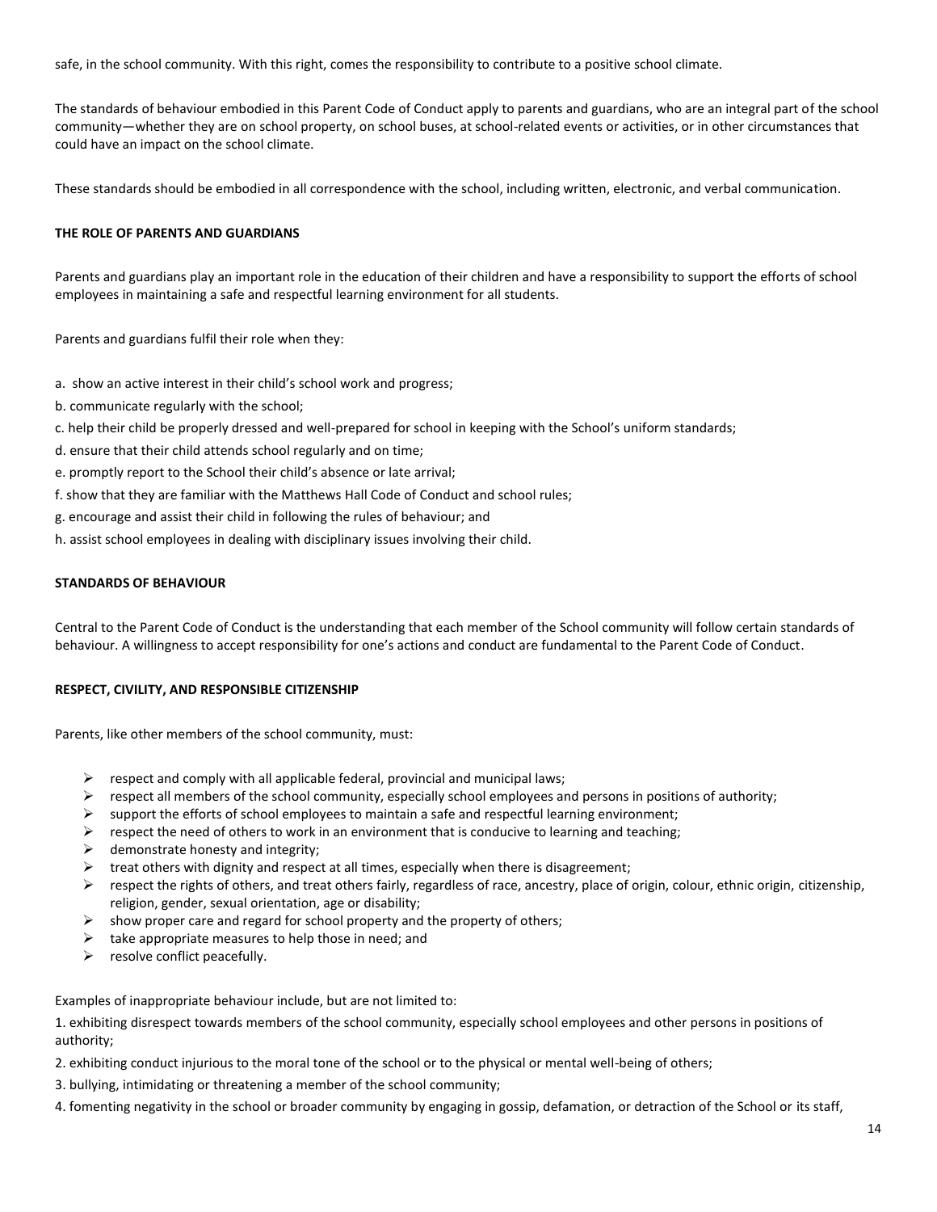safe, in the school community. With this right, comes the responsibility to contribute to a positive school climate.

The standards of behaviour embodied in this Parent Code of Conduct apply to parents and guardians, who are an integral part of the school community—whether they are on school property, on school buses, at school-related events or activities, or in other circumstances that could have an impact on the school climate.

These standards should be embodied in all correspondence with the school, including written, electronic, and verbal communication.

**THE ROLE OF PARENTS AND GUARDIANS**

Parents and guardians play an important role in the education of their children and have a responsibility to support the efforts of school employees in maintaining a safe and respectful learning environment for all students.

Parents and guardians fulfil their role when they:

a. show an active interest in their child's school work and progress;

b. communicate regularly with the school;

c. help their child be properly dressed and well-prepared for school in keeping with the School's uniform standards;

d. ensure that their child attends school regularly and on time;

e. promptly report to the School their child's absence or late arrival;

f. show that they are familiar with the Matthews Hall Code of Conduct and school rules;

g. encourage and assist their child in following the rules of behaviour; and

h. assist school employees in dealing with disciplinary issues involving their child.

**STANDARDS OF BEHAVIOUR**

Central to the Parent Code of Conduct is the understanding that each member of the School community will follow certain standards of behaviour. A willingness to accept responsibility for one's actions and conduct are fundamental to the Parent Code of Conduct.

**RESPECT, CIVILITY, AND RESPONSIBLE CITIZENSHIP**

Parents, like other members of the school community, must:

- respect and comply with all applicable federal, provincial and municipal laws;
- respect all members of the school community, especially school employees and persons in positions of authority;
- support the efforts of school employees to maintain a safe and respectful learning environment;
- respect the need of others to work in an environment that is conducive to learning and teaching;
- demonstrate honesty and integrity;
- treat others with dignity and respect at all times, especially when there is disagreement;
- respect the rights of others, and treat others fairly, regardless of race, ancestry, place of origin, colour, ethnic origin, citizenship, religion, gender, sexual orientation, age or disability;
- show proper care and regard for school property and the property of others;
- take appropriate measures to help those in need; and
- resolve conflict peacefully.

Examples of inappropriate behaviour include, but are not limited to:

1. exhibiting disrespect towards members of the school community, especially school employees and other persons in positions of authority;

2. exhibiting conduct injurious to the moral tone of the school or to the physical or mental well-being of others;

3. bullying, intimidating or threatening a member of the school community;

4. fomenting negativity in the school or broader community by engaging in gossip, defamation, or detraction of the School or its staff,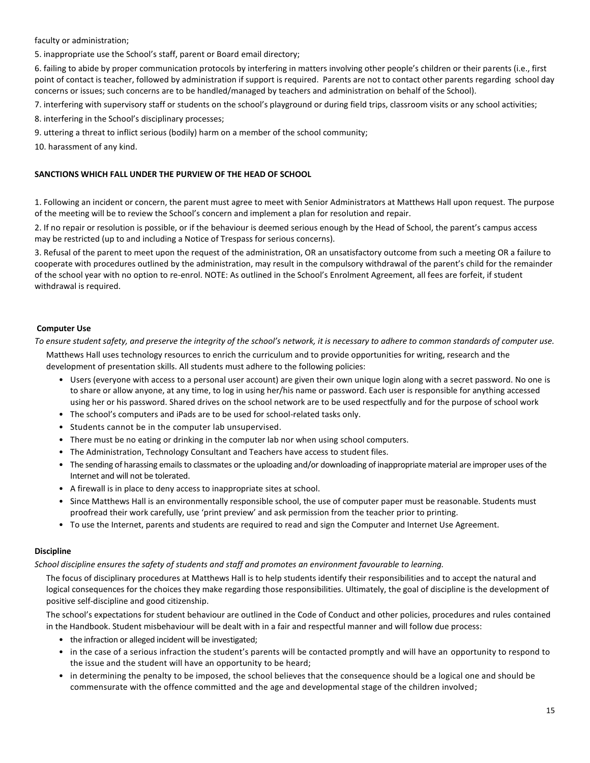faculty or administration;

5. inappropriate use the School's staff, parent or Board email directory;

6. failing to abide by proper communication protocols by interfering in matters involving other people's children or their parents (i.e., first point of contact is teacher, followed by administration if support is required. Parents are not to contact other parents regarding school day concerns or issues; such concerns are to be handled/managed by teachers and administration on behalf of the School).

7. interfering with supervisory staff or students on the school's playground or during field trips, classroom visits or any school activities;

8. interfering in the School's disciplinary processes;

9. uttering a threat to inflict serious (bodily) harm on a member of the school community;

10. harassment of any kind.

**SANCTIONS WHICH FALL UNDER THE PURVIEW OF THE HEAD OF SCHOOL**

1. Following an incident or concern, the parent must agree to meet with Senior Administrators at Matthews Hall upon request. The purpose of the meeting will be to review the School's concern and implement a plan for resolution and repair.

2. If no repair or resolution is possible, or if the behaviour is deemed serious enough by the Head of School, the parent's campus access may be restricted (up to and including a Notice of Trespass for serious concerns).

3. Refusal of the parent to meet upon the request of the administration, OR an unsatisfactory outcome from such a meeting OR a failure to cooperate with procedures outlined by the administration, may result in the compulsory withdrawal of the parent's child for the remainder of the school year with no option to re-enrol. NOTE: As outlined in the School's Enrolment Agreement, all fees are forfeit, if student withdrawal is required.

**Computer Use**

*To ensure student safety, and preserve the integrity of the school's network, it is necessary to adhere to common standards of computer use.*

Matthews Hall uses technology resources to enrich the curriculum and to provide opportunities for writing, research and the development of presentation skills. All students must adhere to the following policies:

- Users (everyone with access to a personal user account) are given their own unique login along with a secret password. No one is to share or allow anyone, at any time, to log in using her/his name or password. Each user is responsible for anything accessed using her or his password. Shared drives on the school network are to be used respectfully and for the purpose of school work
- The school's computers and iPads are to be used for school-related tasks only.
- Students cannot be in the computer lab unsupervised.
- There must be no eating or drinking in the computer lab nor when using school computers.
- The Administration, Technology Consultant and Teachers have access to student files.
- The sending of harassing emails to classmates or the uploading and/or downloading of inappropriate material are improper uses of the Internet and will not be tolerated.
- A firewall is in place to deny access to inappropriate sites at school.
- Since Matthews Hall is an environmentally responsible school, the use of computer paper must be reasonable. Students must proofread their work carefully, use 'print preview' and ask permission from the teacher prior to printing.
- To use the Internet, parents and students are required to read and sign the Computer and Internet Use Agreement.

**Discipline**

*School discipline ensures the safety of students and staff and promotes an environment favourable to learning.*

The focus of disciplinary procedures at Matthews Hall is to help students identify their responsibilities and to accept the natural and logical consequences for the choices they make regarding those responsibilities. Ultimately, the goal of discipline is the development of positive self-discipline and good citizenship.

The school's expectations for student behaviour are outlined in the Code of Conduct and other policies, procedures and rules contained in the Handbook. Student misbehaviour will be dealt with in a fair and respectful manner and will follow due process:

- the infraction or alleged incident will be investigated;
- in the case of a serious infraction the student's parents will be contacted promptly and will have an opportunity to respond to the issue and the student will have an opportunity to be heard;
- in determining the penalty to be imposed, the school believes that the consequence should be a logical one and should be commensurate with the offence committed and the age and developmental stage of the children involved;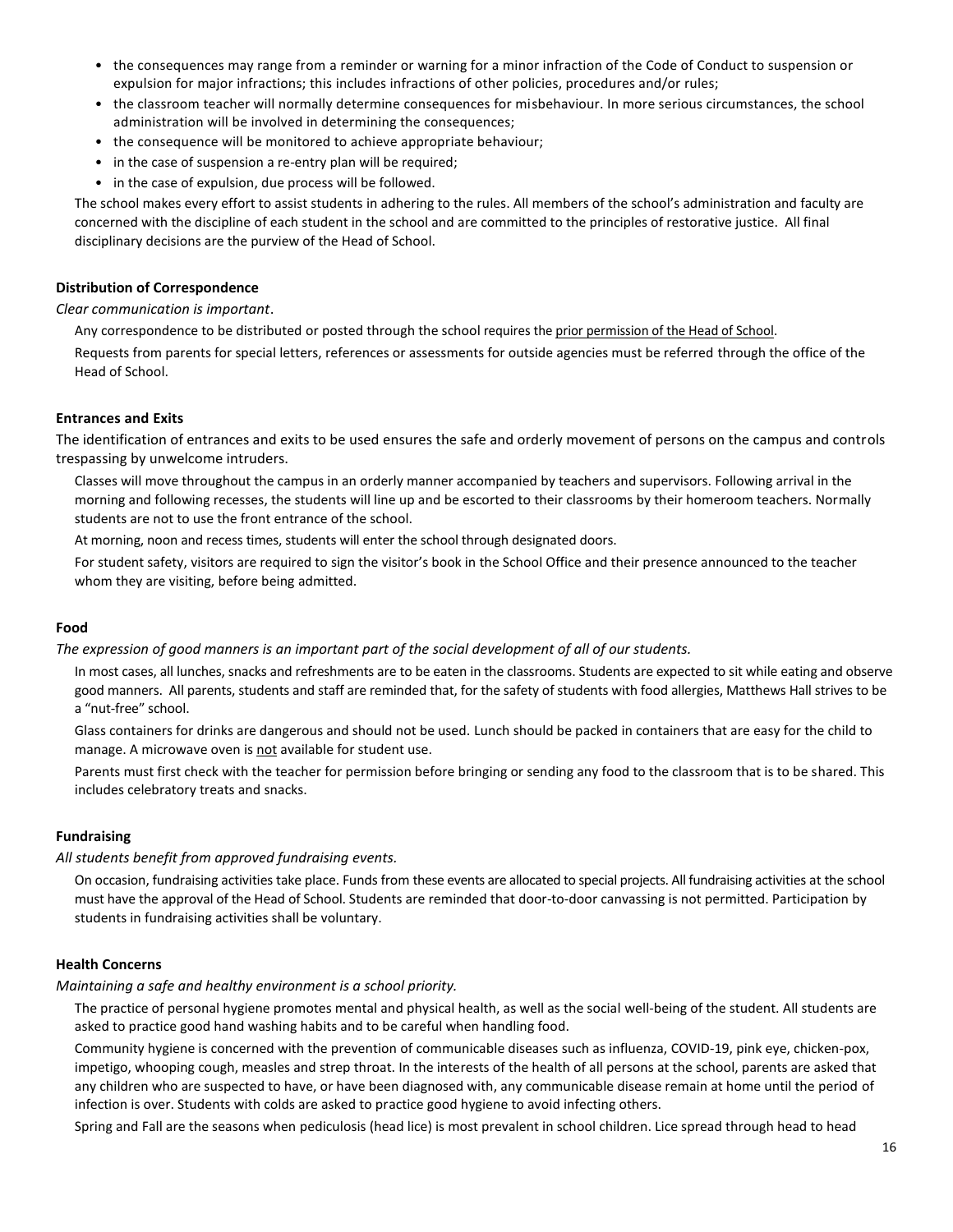- the consequences may range from a reminder or warning for a minor infraction of the Code of Conduct to suspension or expulsion for major infractions; this includes infractions of other policies, procedures and/or rules;
- the classroom teacher will normally determine consequences for misbehaviour. In more serious circumstances, the school administration will be involved in determining the consequences;
- the consequence will be monitored to achieve appropriate behaviour;
- in the case of suspension a re-entry plan will be required;
- in the case of expulsion, due process will be followed.

The school makes every effort to assist students in adhering to the rules. All members of the school's administration and faculty are concerned with the discipline of each student in the school and are committed to the principles of restorative justice. All final disciplinary decisions are the purview of the Head of School.

**Distribution of Correspondence**

*Clear communication is important*.

Any correspondence to be distributed or posted through the school requires the <u>prior permission of the Head of School</u>.

Requests from parents for special letters, references or assessments for outside agencies must be referred through the office of the Head of School.

**Entrances and Exits**

The identification of entrances and exits to be used ensures the safe and orderly movement of persons on the campus and controls trespassing by unwelcome intruders.

Classes will move throughout the campus in an orderly manner accompanied by teachers and supervisors. Following arrival in the morning and following recesses, the students will line up and be escorted to their classrooms by their homeroom teachers. Normally students are not to use the front entrance of the school.

At morning, noon and recess times, students will enter the school through designated doors.

For student safety, visitors are required to sign the visitor's book in the School Office and their presence announced to the teacher whom they are visiting, before being admitted.

**Food**

*The expression of good manners is an important part of the social development of all of our students.*

In most cases, all lunches, snacks and refreshments are to be eaten in the classrooms. Students are expected to sit while eating and observe good manners. All parents, students and staff are reminded that, for the safety of students with food allergies, Matthews Hall strives to be a "nut-free" school.

Glass containers for drinks are dangerous and should not be used. Lunch should be packed in containers that are easy for the child to manage. A microwave oven is <u>not</u> available for student use.

Parents must first check with the teacher for permission before bringing or sending any food to the classroom that is to be shared. This includes celebratory treats and snacks.

**Fundraising**

*All students benefit from approved fundraising events.*

On occasion, fundraising activities take place. Funds from these events are allocated to special projects. All fundraising activities at the school must have the approval of the Head of School. Students are reminded that door-to-door canvassing is not permitted. Participation by students in fundraising activities shall be voluntary.

**Health Concerns**

*Maintaining a safe and healthy environment is a school priority.*

The practice of personal hygiene promotes mental and physical health, as well as the social well-being of the student. All students are asked to practice good hand washing habits and to be careful when handling food.

Community hygiene is concerned with the prevention of communicable diseases such as influenza, COVID-19, pink eye, chicken-pox, impetigo, whooping cough, measles and strep throat. In the interests of the health of all persons at the school, parents are asked that any children who are suspected to have, or have been diagnosed with, any communicable disease remain at home until the period of infection is over. Students with colds are asked to practice good hygiene to avoid infecting others.

Spring and Fall are the seasons when pediculosis (head lice) is most prevalent in school children. Lice spread through head to head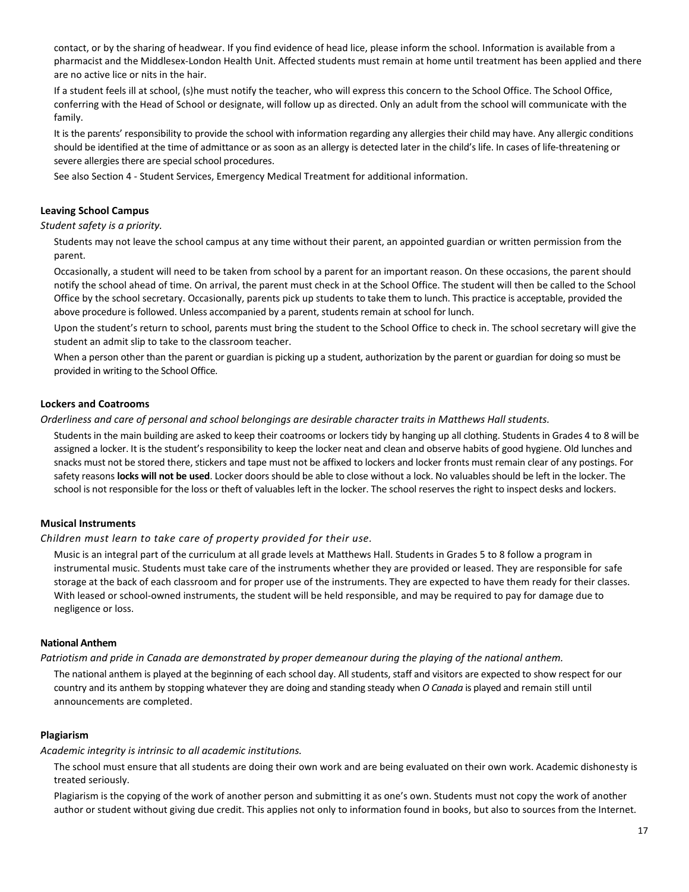contact, or by the sharing of headwear. If you find evidence of head lice, please inform the school. Information is available from a pharmacist and the Middlesex-London Health Unit. Affected students must remain at home until treatment has been applied and there are no active lice or nits in the hair.

If a student feels ill at school, (s)he must notify the teacher, who will express this concern to the School Office. The School Office, conferring with the Head of School or designate, will follow up as directed. Only an adult from the school will communicate with the family.

It is the parents' responsibility to provide the school with information regarding any allergies their child may have. Any allergic conditions should be identified at the time of admittance or as soon as an allergy is detected later in the child's life. In cases of life-threatening or severe allergies there are special school procedures.

See also Section 4 - Student Services, Emergency Medical Treatment for additional information.

**Leaving School Campus**

*Student safety is a priority.*

Students may not leave the school campus at any time without their parent, an appointed guardian or written permission from the parent.

Occasionally, a student will need to be taken from school by a parent for an important reason. On these occasions, the parent should notify the school ahead of time. On arrival, the parent must check in at the School Office. The student will then be called to the School Office by the school secretary. Occasionally, parents pick up students to take them to lunch. This practice is acceptable, provided the above procedure is followed. Unless accompanied by a parent, students remain at school for lunch.

Upon the student's return to school, parents must bring the student to the School Office to check in. The school secretary will give the student an admit slip to take to the classroom teacher.

When a person other than the parent or guardian is picking up a student, authorization by the parent or guardian for doing so must be provided in writing to the School Office.

**Lockers and Coatrooms**

*Orderliness and care of personal and school belongings are desirable character traits in Matthews Hall students.*

Students in the main building are asked to keep their coatrooms or lockers tidy by hanging up all clothing. Students in Grades 4 to 8 will be assigned a locker. It is the student's responsibility to keep the locker neat and clean and observe habits of good hygiene. Old lunches and snacks must not be stored there, stickers and tape must not be affixed to lockers and locker fronts must remain clear of any postings. For safety reasons **locks will not be used**. Locker doors should be able to close without a lock. No valuables should be left in the locker. The school is not responsible for the loss or theft of valuables left in the locker. The school reserves the right to inspect desks and lockers.

**Musical Instruments**

*Children must learn to take care of property provided for their use.*

Music is an integral part of the curriculum at all grade levels at Matthews Hall. Students in Grades 5 to 8 follow a program in instrumental music. Students must take care of the instruments whether they are provided or leased. They are responsible for safe storage at the back of each classroom and for proper use of the instruments. They are expected to have them ready for their classes. With leased or school-owned instruments, the student will be held responsible, and may be required to pay for damage due to negligence or loss.

**National Anthem**

*Patriotism and pride in Canada are demonstrated by proper demeanour during the playing of the national anthem.*

The national anthem is played at the beginning of each school day. All students, staff and visitors are expected to show respect for our country and its anthem by stopping whatever they are doing and standing steady when *O Canada* is played and remain still until announcements are completed.

**Plagiarism**

*Academic integrity is intrinsic to all academic institutions.*

The school must ensure that all students are doing their own work and are being evaluated on their own work. Academic dishonesty is treated seriously.

Plagiarism is the copying of the work of another person and submitting it as one's own. Students must not copy the work of another author or student without giving due credit. This applies not only to information found in books, but also to sources from the Internet.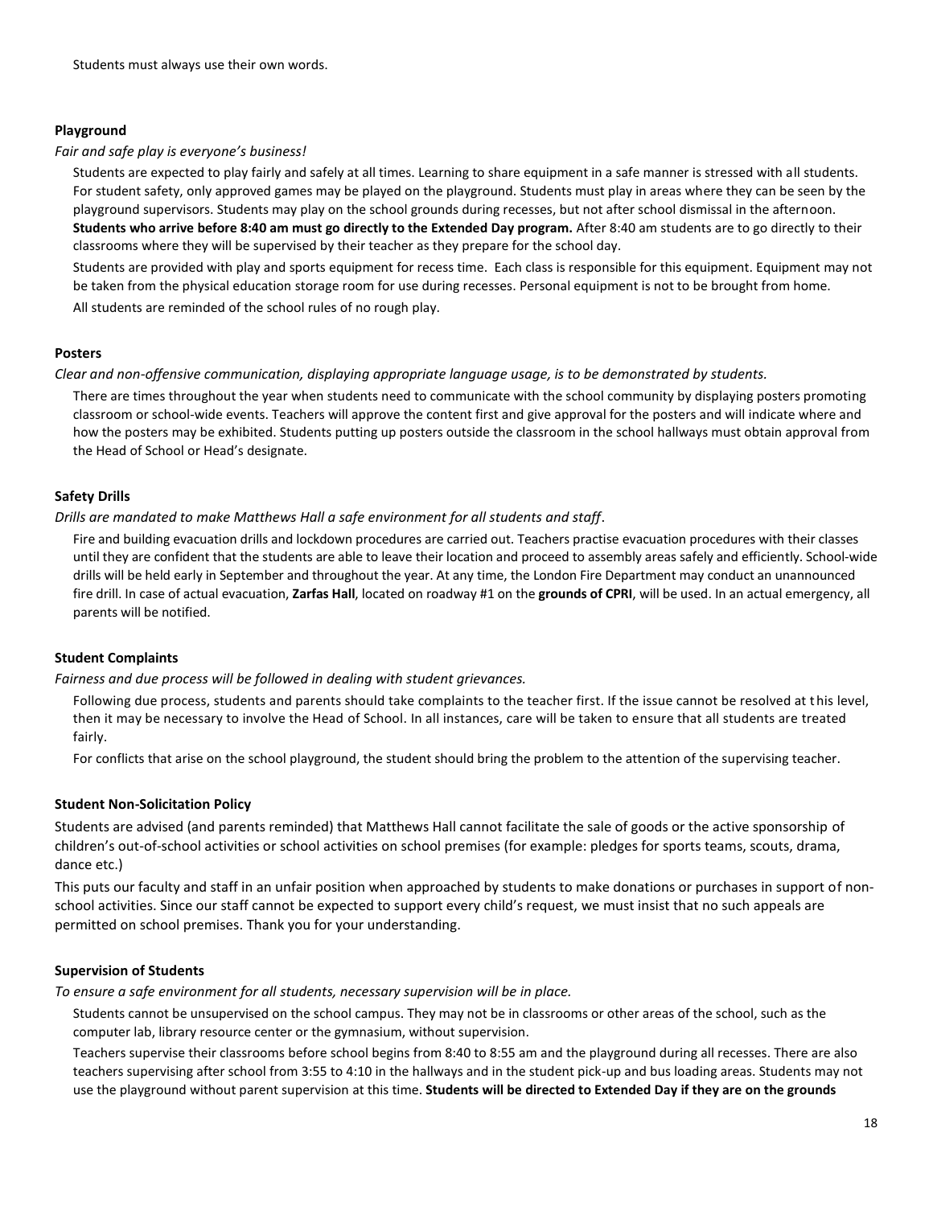Students must always use their own words.

**Playground**

*Fair and safe play is everyone's business!*

Students are expected to play fairly and safely at all times. Learning to share equipment in a safe manner is stressed with all students. For student safety, only approved games may be played on the playground. Students must play in areas where they can be seen by the playground supervisors. Students may play on the school grounds during recesses, but not after school dismissal in the afternoon. **Students who arrive before 8:40 am must go directly to the Extended Day program.** After 8:40 am students are to go directly to their classrooms where they will be supervised by their teacher as they prepare for the school day.

Students are provided with play and sports equipment for recess time. Each class is responsible for this equipment. Equipment may not be taken from the physical education storage room for use during recesses. Personal equipment is not to be brought from home.

All students are reminded of the school rules of no rough play.

**Posters**

*Clear and non-offensive communication, displaying appropriate language usage, is to be demonstrated by students.*

There are times throughout the year when students need to communicate with the school community by displaying posters promoting classroom or school-wide events. Teachers will approve the content first and give approval for the posters and will indicate where and how the posters may be exhibited. Students putting up posters outside the classroom in the school hallways must obtain approval from the Head of School or Head's designate.

**Safety Drills**

*Drills are mandated to make Matthews Hall a safe environment for all students and staff*.

Fire and building evacuation drills and lockdown procedures are carried out. Teachers practise evacuation procedures with their classes until they are confident that the students are able to leave their location and proceed to assembly areas safely and efficiently. School-wide drills will be held early in September and throughout the year. At any time, the London Fire Department may conduct an unannounced fire drill. In case of actual evacuation, **Zarfas Hall**, located on roadway #1 on the **grounds of CPRI**, will be used. In an actual emergency, all parents will be notified.

**Student Complaints**

*Fairness and due process will be followed in dealing with student grievances.*

Following due process, students and parents should take complaints to the teacher first. If the issue cannot be resolved at this level, then it may be necessary to involve the Head of School. In all instances, care will be taken to ensure that all students are treated fairly.

For conflicts that arise on the school playground, the student should bring the problem to the attention of the supervising teacher.

**Student Non-Solicitation Policy**

Students are advised (and parents reminded) that Matthews Hall cannot facilitate the sale of goods or the active sponsorship of children's out-of-school activities or school activities on school premises (for example: pledges for sports teams, scouts, drama, dance etc.)

This puts our faculty and staff in an unfair position when approached by students to make donations or purchases in support of non-school activities. Since our staff cannot be expected to support every child's request, we must insist that no such appeals are permitted on school premises. Thank you for your understanding.

**Supervision of Students**

*To ensure a safe environment for all students, necessary supervision will be in place.*

Students cannot be unsupervised on the school campus. They may not be in classrooms or other areas of the school, such as the computer lab, library resource center or the gymnasium, without supervision.

Teachers supervise their classrooms before school begins from 8:40 to 8:55 am and the playground during all recesses. There are also teachers supervising after school from 3:55 to 4:10 in the hallways and in the student pick-up and bus loading areas. Students may not use the playground without parent supervision at this time. **Students will be directed to Extended Day if they are on the grounds**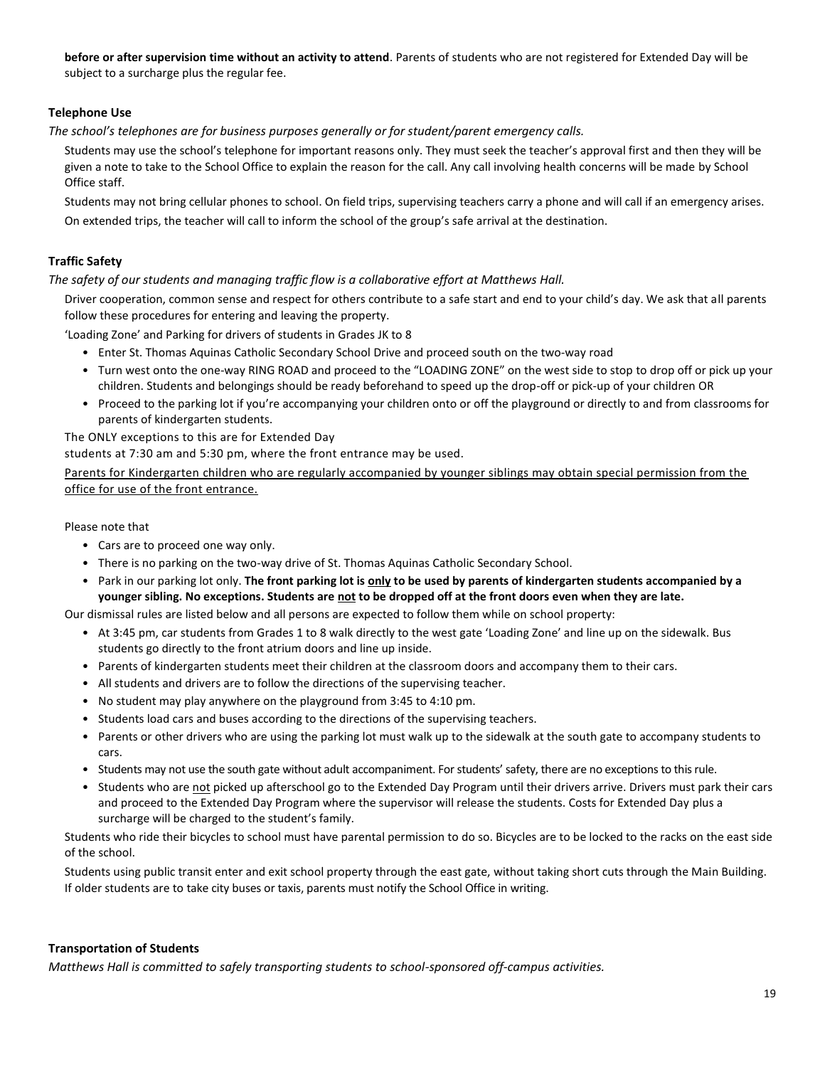**before or after supervision time without an activity to attend**. Parents of students who are not registered for Extended Day will be subject to a surcharge plus the regular fee.

### Telephone Use

*The school's telephones are for business purposes generally or for student/parent emergency calls.*

Students may use the school's telephone for important reasons only. They must seek the teacher's approval first and then they will be given a note to take to the School Office to explain the reason for the call. Any call involving health concerns will be made by School Office staff.

Students may not bring cellular phones to school. On field trips, supervising teachers carry a phone and will call if an emergency arises.

On extended trips, the teacher will call to inform the school of the group's safe arrival at the destination.

### Traffic Safety

*The safety of our students and managing traffic flow is a collaborative effort at Matthews Hall.*

Driver cooperation, common sense and respect for others contribute to a safe start and end to your child's day. We ask that all parents follow these procedures for entering and leaving the property.

'Loading Zone' and Parking for drivers of students in Grades JK to 8

- Enter St. Thomas Aquinas Catholic Secondary School Drive and proceed south on the two-way road
- Turn west onto the one-way RING ROAD and proceed to the "LOADING ZONE" on the west side to stop to drop off or pick up your children. Students and belongings should be ready beforehand to speed up the drop-off or pick-up of your children OR
- Proceed to the parking lot if you're accompanying your children onto or off the playground or directly to and from classrooms for parents of kindergarten students.

The ONLY exceptions to this are for Extended Day students at 7:30 am and 5:30 pm, where the front entrance may be used.

<u>Parents for Kindergarten children who are regularly accompanied by younger siblings may obtain special permission from the office for use of the front entrance.</u>

Please note that

- Cars are to proceed one way only.
- There is no parking on the two-way drive of St. Thomas Aquinas Catholic Secondary School.
- Park in our parking lot only. **The front parking lot is <u>only</u> to be used by parents of kindergarten students accompanied by a younger sibling. No exceptions. Students are <u>not</u> to be dropped off at the front doors even when they are late.**

Our dismissal rules are listed below and all persons are expected to follow them while on school property:

- At 3:45 pm, car students from Grades 1 to 8 walk directly to the west gate 'Loading Zone' and line up on the sidewalk. Bus students go directly to the front atrium doors and line up inside.
- Parents of kindergarten students meet their children at the classroom doors and accompany them to their cars.
- All students and drivers are to follow the directions of the supervising teacher.
- No student may play anywhere on the playground from 3:45 to 4:10 pm.
- Students load cars and buses according to the directions of the supervising teachers.
- Parents or other drivers who are using the parking lot must walk up to the sidewalk at the south gate to accompany students to cars.
- Students may not use the south gate without adult accompaniment. For students' safety, there are no exceptions to this rule.
- Students who are <u>not</u> picked up afterschool go to the Extended Day Program until their drivers arrive. Drivers must park their cars and proceed to the Extended Day Program where the supervisor will release the students. Costs for Extended Day plus a surcharge will be charged to the student's family.

Students who ride their bicycles to school must have parental permission to do so. Bicycles are to be locked to the racks on the east side of the school.

Students using public transit enter and exit school property through the east gate, without taking short cuts through the Main Building. If older students are to take city buses or taxis, parents must notify the School Office in writing.

### Transportation of Students

*Matthews Hall is committed to safely transporting students to school-sponsored off-campus activities.*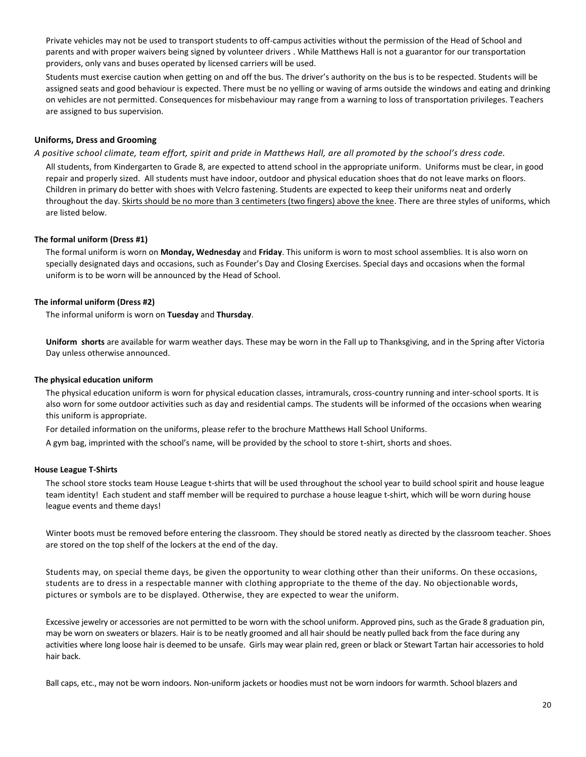Private vehicles may not be used to transport students to off-campus activities without the permission of the Head of School and parents and with proper waivers being signed by volunteer drivers . While Matthews Hall is not a guarantor for our transportation providers, only vans and buses operated by licensed carriers will be used.

Students must exercise caution when getting on and off the bus. The driver's authority on the bus is to be respected. Students will be assigned seats and good behaviour is expected. There must be no yelling or waving of arms outside the windows and eating and drinking on vehicles are not permitted. Consequences for misbehaviour may range from a warning to loss of transportation privileges. Teachers are assigned to bus supervision.

### Uniforms, Dress and Grooming

*A positive school climate, team effort, spirit and pride in Matthews Hall, are all promoted by the school's dress code.*

All students, from Kindergarten to Grade 8, are expected to attend school in the appropriate uniform. Uniforms must be clear, in good repair and properly sized. All students must have indoor, outdoor and physical education shoes that do not leave marks on floors. Children in primary do better with shoes with Velcro fastening. Students are expected to keep their uniforms neat and orderly throughout the day. <u>Skirts should be no more than 3 centimeters (two fingers) above the knee</u>. There are three styles of uniforms, which are listed below.

#### The formal uniform (Dress #1)

The formal uniform is worn on **Monday, Wednesday** and **Friday**. This uniform is worn to most school assemblies. It is also worn on specially designated days and occasions, such as Founder's Day and Closing Exercises. Special days and occasions when the formal uniform is to be worn will be announced by the Head of School.

#### The informal uniform (Dress #2)

The informal uniform is worn on **Tuesday** and **Thursday**.

**Uniform shorts** are available for warm weather days. These may be worn in the Fall up to Thanksgiving, and in the Spring after Victoria Day unless otherwise announced.

#### The physical education uniform

The physical education uniform is worn for physical education classes, intramurals, cross-country running and inter-school sports. It is also worn for some outdoor activities such as day and residential camps. The students will be informed of the occasions when wearing this uniform is appropriate.

For detailed information on the uniforms, please refer to the brochure Matthews Hall School Uniforms.

A gym bag, imprinted with the school's name, will be provided by the school to store t-shirt, shorts and shoes.

#### House League T-Shirts

The school store stocks team House League t-shirts that will be used throughout the school year to build school spirit and house league team identity! Each student and staff member will be required to purchase a house league t-shirt, which will be worn during house league events and theme days!

Winter boots must be removed before entering the classroom. They should be stored neatly as directed by the classroom teacher. Shoes are stored on the top shelf of the lockers at the end of the day.

Students may, on special theme days, be given the opportunity to wear clothing other than their uniforms. On these occasions, students are to dress in a respectable manner with clothing appropriate to the theme of the day. No objectionable words, pictures or symbols are to be displayed. Otherwise, they are expected to wear the uniform.

Excessive jewelry or accessories are not permitted to be worn with the school uniform. Approved pins, such as the Grade 8 graduation pin, may be worn on sweaters or blazers. Hair is to be neatly groomed and all hair should be neatly pulled back from the face during any activities where long loose hair is deemed to be unsafe. Girls may wear plain red, green or black or Stewart Tartan hair accessories to hold hair back.

Ball caps, etc., may not be worn indoors. Non-uniform jackets or hoodies must not be worn indoors for warmth. School blazers and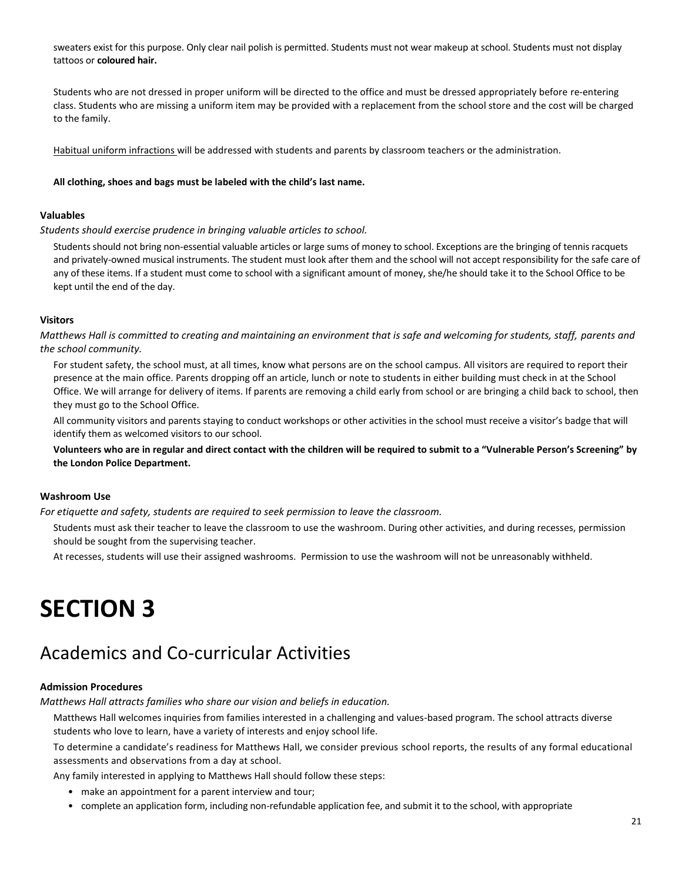sweaters exist for this purpose. Only clear nail polish is permitted. Students must not wear makeup at school. Students must not display tattoos or **coloured hair.**

Students who are not dressed in proper uniform will be directed to the office and must be dressed appropriately before re-entering class. Students who are missing a uniform item may be provided with a replacement from the school store and the cost will be charged to the family.

Habitual uniform infractions will be addressed with students and parents by classroom teachers or the administration.

**All clothing, shoes and bags must be labeled with the child's last name.**

**Valuables**

*Students should exercise prudence in bringing valuable articles to school.*

Students should not bring non-essential valuable articles or large sums of money to school. Exceptions are the bringing of tennis racquets and privately-owned musical instruments. The student must look after them and the school will not accept responsibility for the safe care of any of these items. If a student must come to school with a significant amount of money, she/he should take it to the School Office to be kept until the end of the day.

**Visitors**

*Matthews Hall is committed to creating and maintaining an environment that is safe and welcoming for students, staff, parents and the school community.*

For student safety, the school must, at all times, know what persons are on the school campus. All visitors are required to report their presence at the main office. Parents dropping off an article, lunch or note to students in either building must check in at the School Office. We will arrange for delivery of items. If parents are removing a child early from school or are bringing a child back to school, then they must go to the School Office.

All community visitors and parents staying to conduct workshops or other activities in the school must receive a visitor's badge that will identify them as welcomed visitors to our school.

**Volunteers who are in regular and direct contact with the children will be required to submit to a "Vulnerable Person's Screening" by the London Police Department.**

**Washroom Use**

*For etiquette and safety, students are required to seek permission to leave the classroom.*

Students must ask their teacher to leave the classroom to use the washroom. During other activities, and during recesses, permission should be sought from the supervising teacher.

At recesses, students will use their assigned washrooms. Permission to use the washroom will not be unreasonably withheld.

# SECTION 3

## Academics and Co-curricular Activities

**Admission Procedures**

*Matthews Hall attracts families who share our vision and beliefs in education.*

Matthews Hall welcomes inquiries from families interested in a challenging and values-based program. The school attracts diverse students who love to learn, have a variety of interests and enjoy school life.

To determine a candidate's readiness for Matthews Hall, we consider previous school reports, the results of any formal educational assessments and observations from a day at school.

Any family interested in applying to Matthews Hall should follow these steps:

- make an appointment for a parent interview and tour;
- complete an application form, including non-refundable application fee, and submit it to the school, with appropriate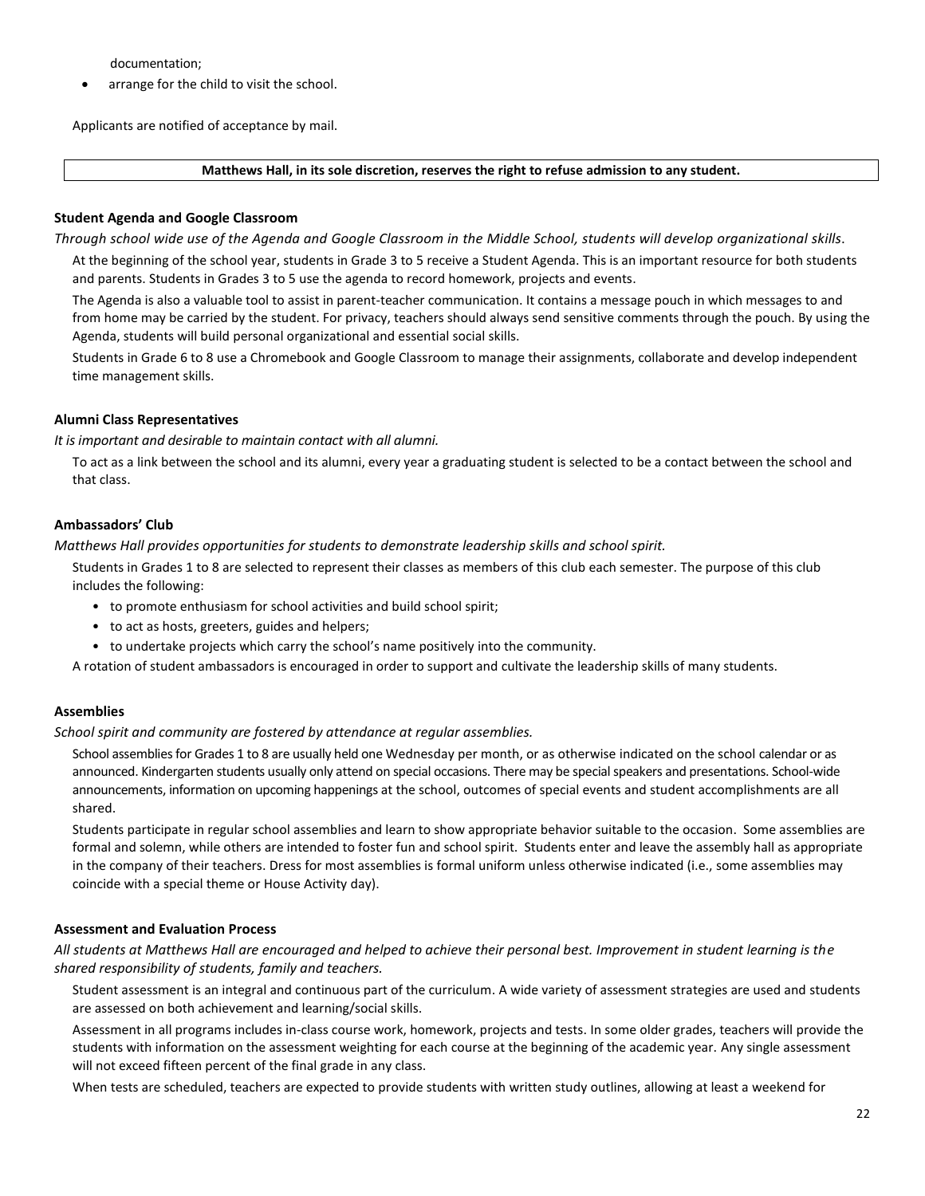documentation;

- arrange for the child to visit the school.

Applicants are notified of acceptance by mail.

**Matthews Hall, in its sole discretion, reserves the right to refuse admission to any student.**

**Student Agenda and Google Classroom**

*Through school wide use of the Agenda and Google Classroom in the Middle School, students will develop organizational skills.*

At the beginning of the school year, students in Grade 3 to 5 receive a Student Agenda. This is an important resource for both students and parents. Students in Grades 3 to 5 use the agenda to record homework, projects and events.

The Agenda is also a valuable tool to assist in parent-teacher communication. It contains a message pouch in which messages to and from home may be carried by the student. For privacy, teachers should always send sensitive comments through the pouch. By using the Agenda, students will build personal organizational and essential social skills.

Students in Grade 6 to 8 use a Chromebook and Google Classroom to manage their assignments, collaborate and develop independent time management skills.

**Alumni Class Representatives**

*It is important and desirable to maintain contact with all alumni.*

To act as a link between the school and its alumni, every year a graduating student is selected to be a contact between the school and that class.

**Ambassadors' Club**

*Matthews Hall provides opportunities for students to demonstrate leadership skills and school spirit.*

Students in Grades 1 to 8 are selected to represent their classes as members of this club each semester. The purpose of this club includes the following:

- to promote enthusiasm for school activities and build school spirit;
- to act as hosts, greeters, guides and helpers;
- to undertake projects which carry the school's name positively into the community.

A rotation of student ambassadors is encouraged in order to support and cultivate the leadership skills of many students.

**Assemblies**

*School spirit and community are fostered by attendance at regular assemblies.*

School assemblies for Grades 1 to 8 are usually held one Wednesday per month, or as otherwise indicated on the school calendar or as announced. Kindergarten students usually only attend on special occasions. There may be special speakers and presentations. School-wide announcements, information on upcoming happenings at the school, outcomes of special events and student accomplishments are all shared.

Students participate in regular school assemblies and learn to show appropriate behavior suitable to the occasion. Some assemblies are formal and solemn, while others are intended to foster fun and school spirit. Students enter and leave the assembly hall as appropriate in the company of their teachers. Dress for most assemblies is formal uniform unless otherwise indicated (i.e., some assemblies may coincide with a special theme or House Activity day).

**Assessment and Evaluation Process**

*All students at Matthews Hall are encouraged and helped to achieve their personal best. Improvement in student learning is the shared responsibility of students, family and teachers.*

Student assessment is an integral and continuous part of the curriculum. A wide variety of assessment strategies are used and students are assessed on both achievement and learning/social skills.

Assessment in all programs includes in-class course work, homework, projects and tests. In some older grades, teachers will provide the students with information on the assessment weighting for each course at the beginning of the academic year. Any single assessment will not exceed fifteen percent of the final grade in any class.

When tests are scheduled, teachers are expected to provide students with written study outlines, allowing at least a weekend for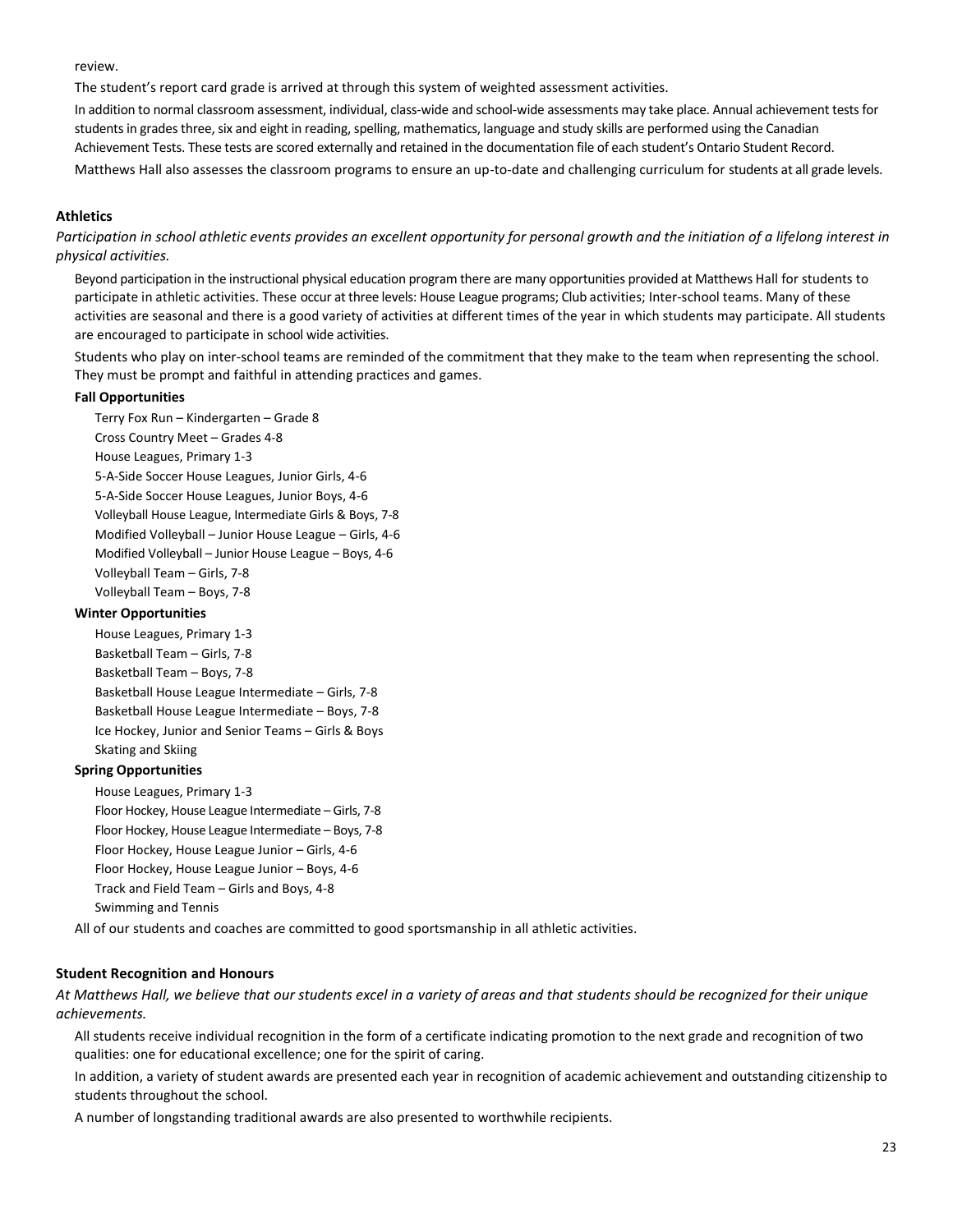review.

The student's report card grade is arrived at through this system of weighted assessment activities.

In addition to normal classroom assessment, individual, class-wide and school-wide assessments may take place. Annual achievement tests for students in grades three, six and eight in reading, spelling, mathematics, language and study skills are performed using the Canadian Achievement Tests. These tests are scored externally and retained in the documentation file of each student's Ontario Student Record.

Matthews Hall also assesses the classroom programs to ensure an up-to-date and challenging curriculum for students at all grade levels.

### Athletics

*Participation in school athletic events provides an excellent opportunity for personal growth and the initiation of a lifelong interest in physical activities.*

Beyond participation in the instructional physical education program there are many opportunities provided at Matthews Hall for students to participate in athletic activities. These occur at three levels: House League programs; Club activities; Inter-school teams. Many of these activities are seasonal and there is a good variety of activities at different times of the year in which students may participate. All students are encouraged to participate in school wide activities.

Students who play on inter-school teams are reminded of the commitment that they make to the team when representing the school. They must be prompt and faithful in attending practices and games.

#### Fall Opportunities

- Terry Fox Run – Kindergarten – Grade 8
- Cross Country Meet – Grades 4-8
- House Leagues, Primary 1-3
- 5-A-Side Soccer House Leagues, Junior Girls, 4-6
- 5-A-Side Soccer House Leagues, Junior Boys, 4-6
- Volleyball House League, Intermediate Girls & Boys, 7-8
- Modified Volleyball – Junior House League – Girls, 4-6
- Modified Volleyball – Junior House League – Boys, 4-6
- Volleyball Team – Girls, 7-8
- Volleyball Team – Boys, 7-8

#### Winter Opportunities

- House Leagues, Primary 1-3
- Basketball Team – Girls, 7-8
- Basketball Team – Boys, 7-8
- Basketball House League Intermediate – Girls, 7-8
- Basketball House League Intermediate – Boys, 7-8
- Ice Hockey, Junior and Senior Teams – Girls & Boys
- Skating and Skiing

#### Spring Opportunities

- House Leagues, Primary 1-3
- Floor Hockey, House League Intermediate – Girls, 7-8
- Floor Hockey, House League Intermediate – Boys, 7-8
- Floor Hockey, House League Junior – Girls, 4-6
- Floor Hockey, House League Junior – Boys, 4-6
- Track and Field Team – Girls and Boys, 4-8
- Swimming and Tennis

All of our students and coaches are committed to good sportsmanship in all athletic activities.

### Student Recognition and Honours

*At Matthews Hall, we believe that our students excel in a variety of areas and that students should be recognized for their unique achievements.*

All students receive individual recognition in the form of a certificate indicating promotion to the next grade and recognition of two qualities: one for educational excellence; one for the spirit of caring.

In addition, a variety of student awards are presented each year in recognition of academic achievement and outstanding citizenship to students throughout the school.

A number of longstanding traditional awards are also presented to worthwhile recipients.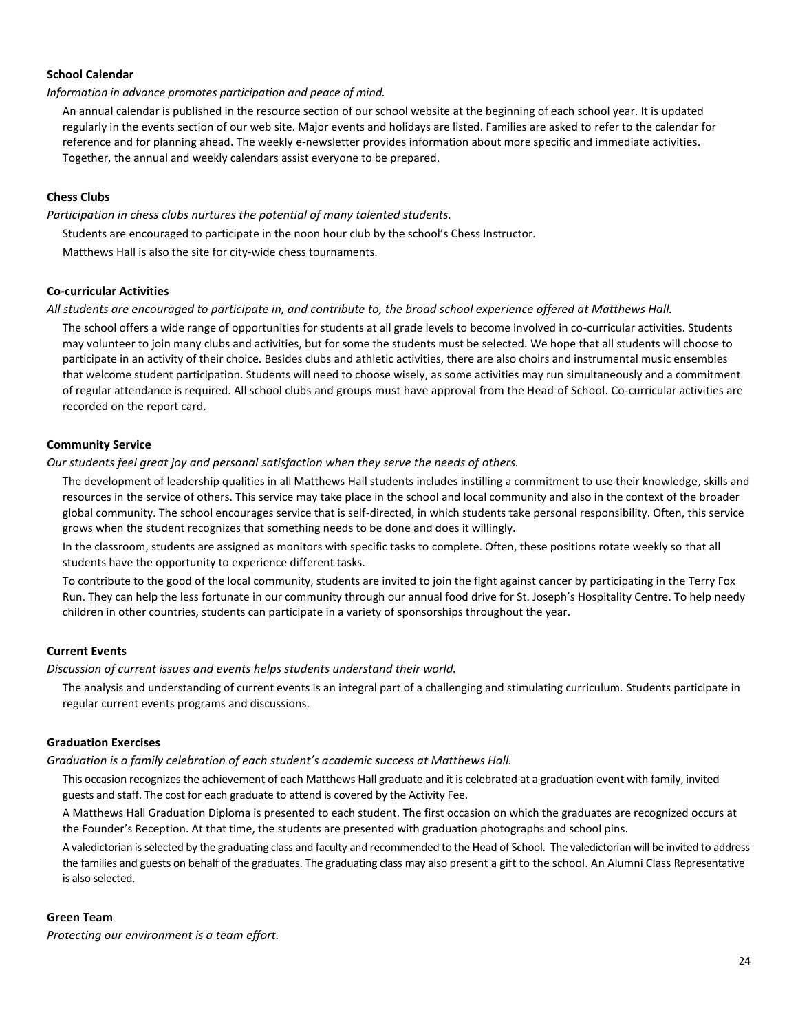**School Calendar**

*Information in advance promotes participation and peace of mind.*

An annual calendar is published in the resource section of our school website at the beginning of each school year. It is updated regularly in the events section of our web site. Major events and holidays are listed. Families are asked to refer to the calendar for reference and for planning ahead. The weekly e-newsletter provides information about more specific and immediate activities. Together, the annual and weekly calendars assist everyone to be prepared.

**Chess Clubs**

*Participation in chess clubs nurtures the potential of many talented students.*

Students are encouraged to participate in the noon hour club by the school's Chess Instructor.

Matthews Hall is also the site for city-wide chess tournaments.

**Co-curricular Activities**

*All students are encouraged to participate in, and contribute to, the broad school experience offered at Matthews Hall.*

The school offers a wide range of opportunities for students at all grade levels to become involved in co-curricular activities. Students may volunteer to join many clubs and activities, but for some the students must be selected. We hope that all students will choose to participate in an activity of their choice. Besides clubs and athletic activities, there are also choirs and instrumental music ensembles that welcome student participation. Students will need to choose wisely, as some activities may run simultaneously and a commitment of regular attendance is required. All school clubs and groups must have approval from the Head of School. Co-curricular activities are recorded on the report card.

**Community Service**

*Our students feel great joy and personal satisfaction when they serve the needs of others.*

The development of leadership qualities in all Matthews Hall students includes instilling a commitment to use their knowledge, skills and resources in the service of others. This service may take place in the school and local community and also in the context of the broader global community. The school encourages service that is self-directed, in which students take personal responsibility. Often, this service grows when the student recognizes that something needs to be done and does it willingly.

In the classroom, students are assigned as monitors with specific tasks to complete. Often, these positions rotate weekly so that all students have the opportunity to experience different tasks.

To contribute to the good of the local community, students are invited to join the fight against cancer by participating in the Terry Fox Run. They can help the less fortunate in our community through our annual food drive for St. Joseph's Hospitality Centre. To help needy children in other countries, students can participate in a variety of sponsorships throughout the year.

**Current Events**

*Discussion of current issues and events helps students understand their world.*

The analysis and understanding of current events is an integral part of a challenging and stimulating curriculum. Students participate in regular current events programs and discussions.

**Graduation Exercises**

*Graduation is a family celebration of each student's academic success at Matthews Hall.*

This occasion recognizes the achievement of each Matthews Hall graduate and it is celebrated at a graduation event with family, invited guests and staff. The cost for each graduate to attend is covered by the Activity Fee.

A Matthews Hall Graduation Diploma is presented to each student. The first occasion on which the graduates are recognized occurs at the Founder's Reception. At that time, the students are presented with graduation photographs and school pins.

A valedictorian is selected by the graduating class and faculty and recommended to the Head of School. The valedictorian will be invited to address the families and guests on behalf of the graduates. The graduating class may also present a gift to the school. An Alumni Class Representative is also selected.

**Green Team**

*Protecting our environment is a team effort.*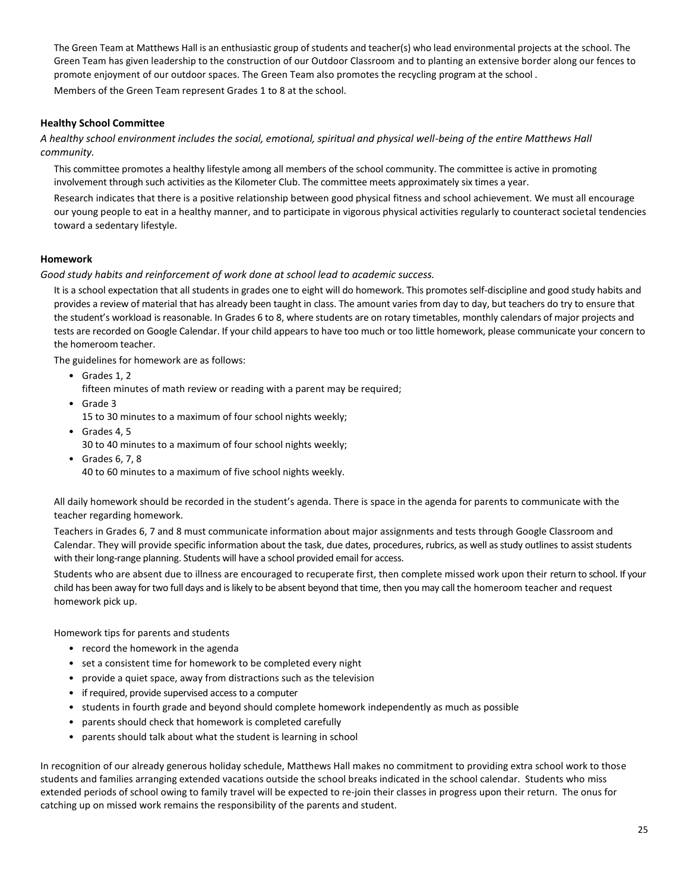The Green Team at Matthews Hall is an enthusiastic group of students and teacher(s) who lead environmental projects at the school. The Green Team has given leadership to the construction of our Outdoor Classroom and to planting an extensive border along our fences to promote enjoyment of our outdoor spaces. The Green Team also promotes the recycling program at the school .

Members of the Green Team represent Grades 1 to 8 at the school.

### Healthy School Committee

*A healthy school environment includes the social, emotional, spiritual and physical well-being of the entire Matthews Hall community.*

This committee promotes a healthy lifestyle among all members of the school community. The committee is active in promoting involvement through such activities as the Kilometer Club. The committee meets approximately six times a year.

Research indicates that there is a positive relationship between good physical fitness and school achievement. We must all encourage our young people to eat in a healthy manner, and to participate in vigorous physical activities regularly to counteract societal tendencies toward a sedentary lifestyle.

### Homework

*Good study habits and reinforcement of work done at school lead to academic success.*

It is a school expectation that all students in grades one to eight will do homework. This promotes self-discipline and good study habits and provides a review of material that has already been taught in class. The amount varies from day to day, but teachers do try to ensure that the student's workload is reasonable. In Grades 6 to 8, where students are on rotary timetables, monthly calendars of major projects and tests are recorded on Google Calendar. If your child appears to have too much or too little homework, please communicate your concern to the homeroom teacher.

The guidelines for homework are as follows:

- Grades 1, 2
  fifteen minutes of math review or reading with a parent may be required;
- Grade 3
  15 to 30 minutes to a maximum of four school nights weekly;
- Grades 4, 5
  30 to 40 minutes to a maximum of four school nights weekly;
- Grades 6, 7, 8
  40 to 60 minutes to a maximum of five school nights weekly.

All daily homework should be recorded in the student's agenda. There is space in the agenda for parents to communicate with the teacher regarding homework.

Teachers in Grades 6, 7 and 8 must communicate information about major assignments and tests through Google Classroom and Calendar. They will provide specific information about the task, due dates, procedures, rubrics, as well as study outlines to assist students with their long-range planning. Students will have a school provided email for access.

Students who are absent due to illness are encouraged to recuperate first, then complete missed work upon their return to school. If your child has been away for two full days and is likely to be absent beyond that time, then you may call the homeroom teacher and request homework pick up.

Homework tips for parents and students

- record the homework in the agenda
- set a consistent time for homework to be completed every night
- provide a quiet space, away from distractions such as the television
- if required, provide supervised access to a computer
- students in fourth grade and beyond should complete homework independently as much as possible
- parents should check that homework is completed carefully
- parents should talk about what the student is learning in school

In recognition of our already generous holiday schedule, Matthews Hall makes no commitment to providing extra school work to those students and families arranging extended vacations outside the school breaks indicated in the school calendar. Students who miss extended periods of school owing to family travel will be expected to re-join their classes in progress upon their return. The onus for catching up on missed work remains the responsibility of the parents and student.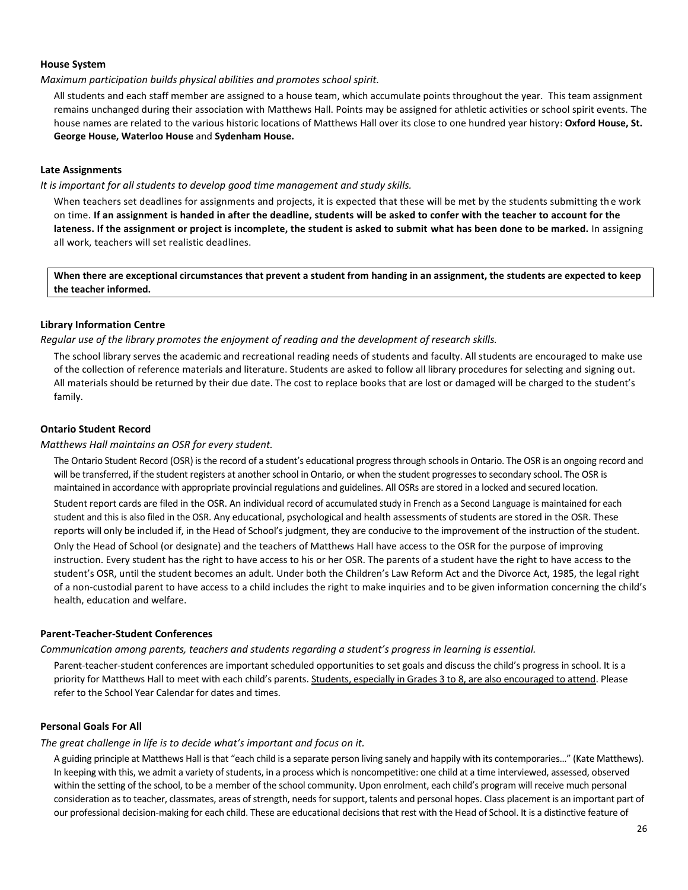**House System**

*Maximum participation builds physical abilities and promotes school spirit.*

All students and each staff member are assigned to a house team, which accumulate points throughout the year. This team assignment remains unchanged during their association with Matthews Hall. Points may be assigned for athletic activities or school spirit events. The house names are related to the various historic locations of Matthews Hall over its close to one hundred year history: **Oxford House, St. George House, Waterloo House** and **Sydenham House.**

**Late Assignments**

*It is important for all students to develop good time management and study skills.*

When teachers set deadlines for assignments and projects, it is expected that these will be met by the students submitting the work on time. **If an assignment is handed in after the deadline, students will be asked to confer with the teacher to account for the lateness. If the assignment or project is incomplete, the student is asked to submit what has been done to be marked.** In assigning all work, teachers will set realistic deadlines.

**When there are exceptional circumstances that prevent a student from handing in an assignment, the students are expected to keep the teacher informed.**

**Library Information Centre**

*Regular use of the library promotes the enjoyment of reading and the development of research skills.*

The school library serves the academic and recreational reading needs of students and faculty. All students are encouraged to make use of the collection of reference materials and literature. Students are asked to follow all library procedures for selecting and signing out. All materials should be returned by their due date. The cost to replace books that are lost or damaged will be charged to the student's family.

**Ontario Student Record**

*Matthews Hall maintains an OSR for every student.*

The Ontario Student Record (OSR) is the record of a student's educational progress through schools in Ontario. The OSR is an ongoing record and will be transferred, if the student registers at another school in Ontario, or when the student progresses to secondary school. The OSR is maintained in accordance with appropriate provincial regulations and guidelines. All OSRs are stored in a locked and secured location.

Student report cards are filed in the OSR. An individual record of accumulated study in French as a Second Language is maintained for each student and this is also filed in the OSR. Any educational, psychological and health assessments of students are stored in the OSR. These reports will only be included if, in the Head of School's judgment, they are conducive to the improvement of the instruction of the student.

Only the Head of School (or designate) and the teachers of Matthews Hall have access to the OSR for the purpose of improving instruction. Every student has the right to have access to his or her OSR. The parents of a student have the right to have access to the student's OSR, until the student becomes an adult. Under both the Children's Law Reform Act and the Divorce Act, 1985, the legal right of a non-custodial parent to have access to a child includes the right to make inquiries and to be given information concerning the child's health, education and welfare.

**Parent-Teacher-Student Conferences**

*Communication among parents, teachers and students regarding a student's progress in learning is essential.*

Parent-teacher-student conferences are important scheduled opportunities to set goals and discuss the child's progress in school. It is a priority for Matthews Hall to meet with each child's parents. Students, especially in Grades 3 to 8, are also encouraged to attend. Please refer to the School Year Calendar for dates and times.

**Personal Goals For All**

*The great challenge in life is to decide what's important and focus on it.*

A guiding principle at Matthews Hall is that "each child is a separate person living sanely and happily with its contemporaries…" (Kate Matthews). In keeping with this, we admit a variety of students, in a process which is noncompetitive: one child at a time interviewed, assessed, observed within the setting of the school, to be a member of the school community. Upon enrolment, each child's program will receive much personal consideration as to teacher, classmates, areas of strength, needs for support, talents and personal hopes. Class placement is an important part of our professional decision-making for each child. These are educational decisions that rest with the Head of School. It is a distinctive feature of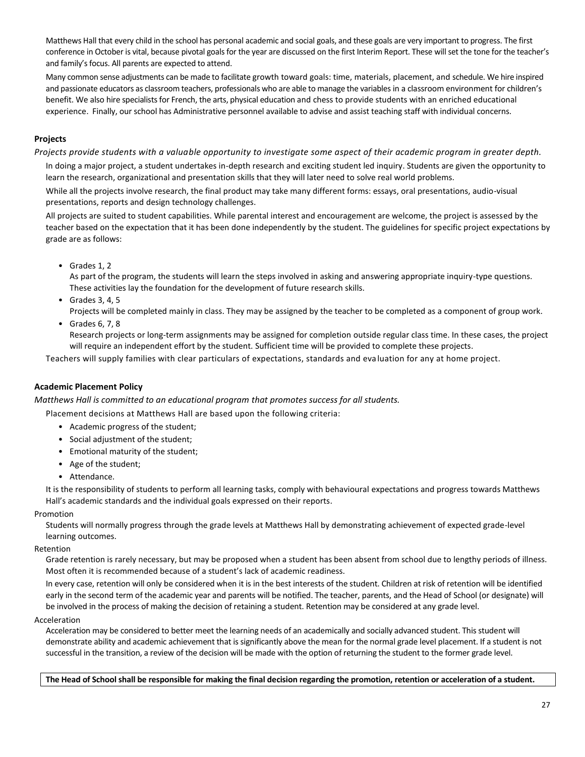Matthews Hall that every child in the school has personal academic and social goals, and these goals are very important to progress. The first conference in October is vital, because pivotal goals for the year are discussed on the first Interim Report. These will set the tone for the teacher's and family's focus. All parents are expected to attend.

Many common sense adjustments can be made to facilitate growth toward goals: time, materials, placement, and schedule. We hire inspired and passionate educators as classroom teachers, professionals who are able to manage the variables in a classroom environment for children's benefit. We also hire specialists for French, the arts, physical education and chess to provide students with an enriched educational experience. Finally, our school has Administrative personnel available to advise and assist teaching staff with individual concerns.

### Projects

*Projects provide students with a valuable opportunity to investigate some aspect of their academic program in greater depth.*

In doing a major project, a student undertakes in-depth research and exciting student led inquiry. Students are given the opportunity to learn the research, organizational and presentation skills that they will later need to solve real world problems.

While all the projects involve research, the final product may take many different forms: essays, oral presentations, audio-visual presentations, reports and design technology challenges.

All projects are suited to student capabilities. While parental interest and encouragement are welcome, the project is assessed by the teacher based on the expectation that it has been done independently by the student. The guidelines for specific project expectations by grade are as follows:

- Grades 1, 2
  As part of the program, the students will learn the steps involved in asking and answering appropriate inquiry-type questions. These activities lay the foundation for the development of future research skills.
- Grades 3, 4, 5
  Projects will be completed mainly in class. They may be assigned by the teacher to be completed as a component of group work.
- Grades 6, 7, 8
  Research projects or long-term assignments may be assigned for completion outside regular class time. In these cases, the project will require an independent effort by the student. Sufficient time will be provided to complete these projects.

Teachers will supply families with clear particulars of expectations, standards and evaluation for any at home project.

### Academic Placement Policy

*Matthews Hall is committed to an educational program that promotes success for all students.*

Placement decisions at Matthews Hall are based upon the following criteria:

- Academic progress of the student;
- Social adjustment of the student;
- Emotional maturity of the student;
- Age of the student;
- Attendance.

It is the responsibility of students to perform all learning tasks, comply with behavioural expectations and progress towards Matthews Hall's academic standards and the individual goals expressed on their reports.

Promotion

Students will normally progress through the grade levels at Matthews Hall by demonstrating achievement of expected grade-level learning outcomes.

Retention

Grade retention is rarely necessary, but may be proposed when a student has been absent from school due to lengthy periods of illness. Most often it is recommended because of a student's lack of academic readiness.

In every case, retention will only be considered when it is in the best interests of the student. Children at risk of retention will be identified early in the second term of the academic year and parents will be notified. The teacher, parents, and the Head of School (or designate) will be involved in the process of making the decision of retaining a student. Retention may be considered at any grade level.

Acceleration

Acceleration may be considered to better meet the learning needs of an academically and socially advanced student. This student will demonstrate ability and academic achievement that is significantly above the mean for the normal grade level placement. If a student is not successful in the transition, a review of the decision will be made with the option of returning the student to the former grade level.

**The Head of School shall be responsible for making the final decision regarding the promotion, retention or acceleration of a student.**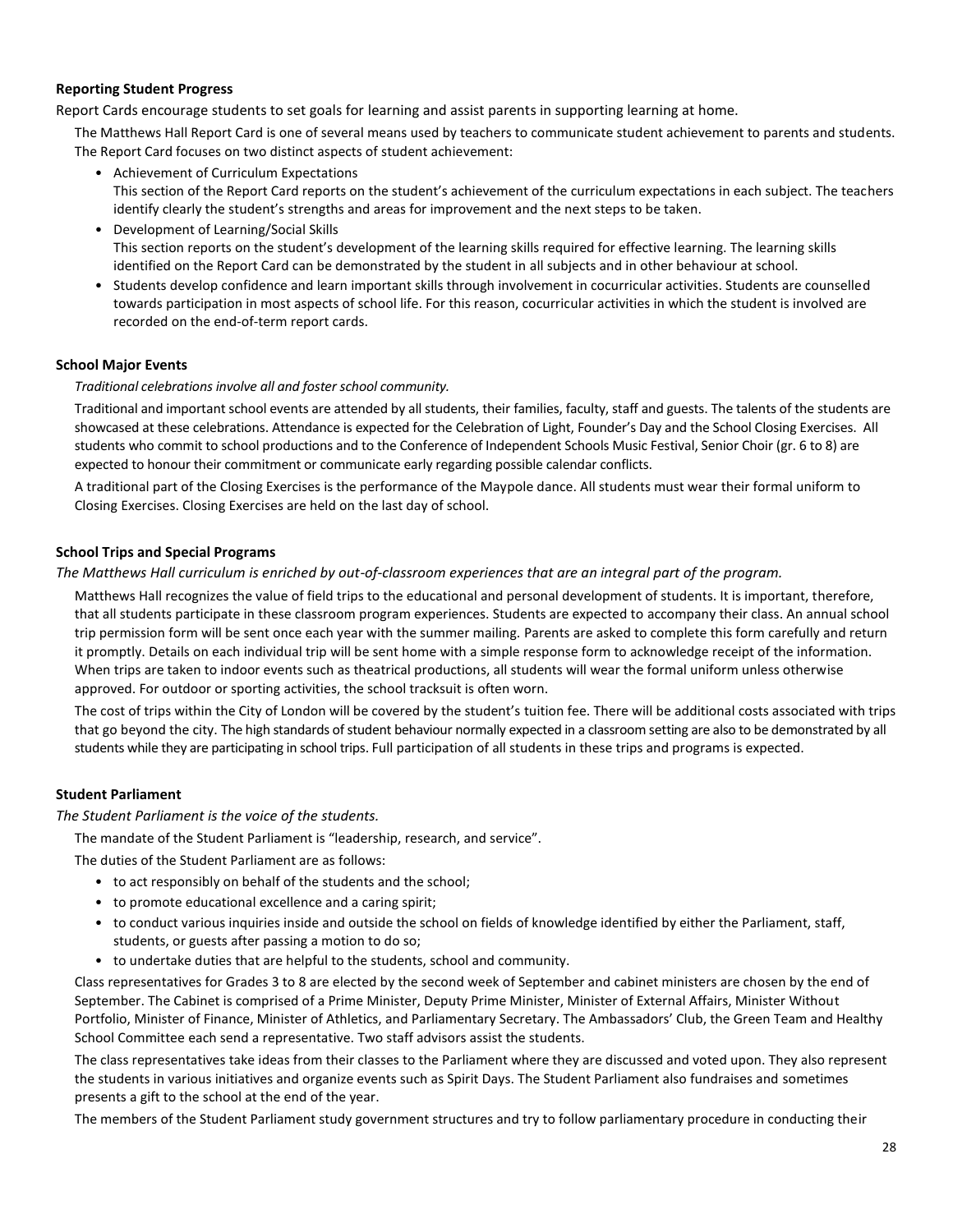### Reporting Student Progress

Report Cards encourage students to set goals for learning and assist parents in supporting learning at home.

The Matthews Hall Report Card is one of several means used by teachers to communicate student achievement to parents and students. The Report Card focuses on two distinct aspects of student achievement:

- Achievement of Curriculum Expectations
  This section of the Report Card reports on the student's achievement of the curriculum expectations in each subject. The teachers identify clearly the student's strengths and areas for improvement and the next steps to be taken.
- Development of Learning/Social Skills
  This section reports on the student's development of the learning skills required for effective learning. The learning skills identified on the Report Card can be demonstrated by the student in all subjects and in other behaviour at school.
- Students develop confidence and learn important skills through involvement in cocurricular activities. Students are counselled towards participation in most aspects of school life. For this reason, cocurricular activities in which the student is involved are recorded on the end-of-term report cards.

### School Major Events

*Traditional celebrations involve all and foster school community.*

Traditional and important school events are attended by all students, their families, faculty, staff and guests. The talents of the students are showcased at these celebrations. Attendance is expected for the Celebration of Light, Founder's Day and the School Closing Exercises. All students who commit to school productions and to the Conference of Independent Schools Music Festival, Senior Choir (gr. 6 to 8) are expected to honour their commitment or communicate early regarding possible calendar conflicts.

A traditional part of the Closing Exercises is the performance of the Maypole dance. All students must wear their formal uniform to Closing Exercises. Closing Exercises are held on the last day of school.

### School Trips and Special Programs

*The Matthews Hall curriculum is enriched by out-of-classroom experiences that are an integral part of the program.*

Matthews Hall recognizes the value of field trips to the educational and personal development of students. It is important, therefore, that all students participate in these classroom program experiences. Students are expected to accompany their class. An annual school trip permission form will be sent once each year with the summer mailing. Parents are asked to complete this form carefully and return it promptly. Details on each individual trip will be sent home with a simple response form to acknowledge receipt of the information. When trips are taken to indoor events such as theatrical productions, all students will wear the formal uniform unless otherwise approved. For outdoor or sporting activities, the school tracksuit is often worn.

The cost of trips within the City of London will be covered by the student's tuition fee. There will be additional costs associated with trips that go beyond the city. The high standards of student behaviour normally expected in a classroom setting are also to be demonstrated by all students while they are participating in school trips. Full participation of all students in these trips and programs is expected.

### Student Parliament

*The Student Parliament is the voice of the students.*

The mandate of the Student Parliament is "leadership, research, and service".

The duties of the Student Parliament are as follows:

- to act responsibly on behalf of the students and the school;
- to promote educational excellence and a caring spirit;
- to conduct various inquiries inside and outside the school on fields of knowledge identified by either the Parliament, staff, students, or guests after passing a motion to do so;
- to undertake duties that are helpful to the students, school and community.

Class representatives for Grades 3 to 8 are elected by the second week of September and cabinet ministers are chosen by the end of September. The Cabinet is comprised of a Prime Minister, Deputy Prime Minister, Minister of External Affairs, Minister Without Portfolio, Minister of Finance, Minister of Athletics, and Parliamentary Secretary. The Ambassadors' Club, the Green Team and Healthy School Committee each send a representative. Two staff advisors assist the students.

The class representatives take ideas from their classes to the Parliament where they are discussed and voted upon. They also represent the students in various initiatives and organize events such as Spirit Days. The Student Parliament also fundraises and sometimes presents a gift to the school at the end of the year.

The members of the Student Parliament study government structures and try to follow parliamentary procedure in conducting their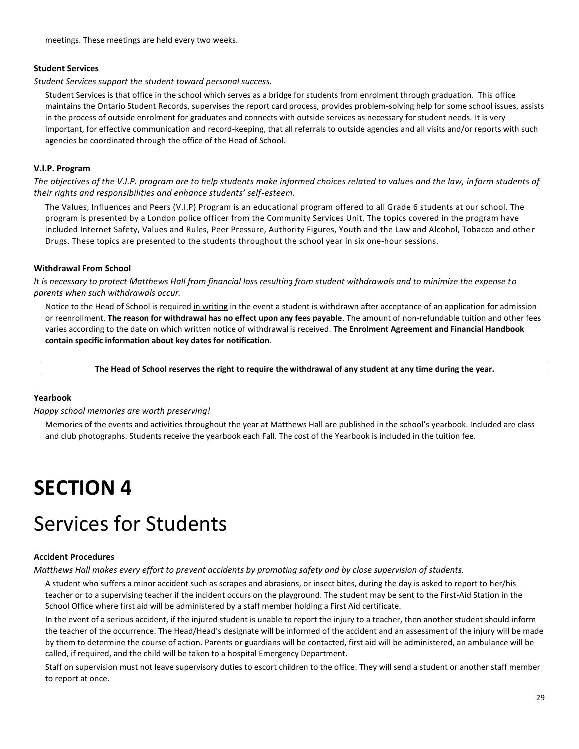meetings. These meetings are held every two weeks.

**Student Services**

*Student Services support the student toward personal success.*

Student Services is that office in the school which serves as a bridge for students from enrolment through graduation. This office maintains the Ontario Student Records, supervises the report card process, provides problem-solving help for some school issues, assists in the process of outside enrolment for graduates and connects with outside services as necessary for student needs. It is very important, for effective communication and record-keeping, that all referrals to outside agencies and all visits and/or reports with such agencies be coordinated through the office of the Head of School.

**V.I.P. Program**

*The objectives of the V.I.P. program are to help students make informed choices related to values and the law, inform students of their rights and responsibilities and enhance students' self-esteem.*

The Values, Influences and Peers (V.I.P) Program is an educational program offered to all Grade 6 students at our school. The program is presented by a London police officer from the Community Services Unit. The topics covered in the program have included Internet Safety, Values and Rules, Peer Pressure, Authority Figures, Youth and the Law and Alcohol, Tobacco and other Drugs. These topics are presented to the students throughout the school year in six one-hour sessions.

**Withdrawal From School**

*It is necessary to protect Matthews Hall from financial loss resulting from student withdrawals and to minimize the expense to parents when such withdrawals occur.*

Notice to the Head of School is required <u>in writing</u> in the event a student is withdrawn after acceptance of an application for admission or reenrollment. **The reason for withdrawal has no effect upon any fees payable**. The amount of non-refundable tuition and other fees varies according to the date on which written notice of withdrawal is received. **The Enrolment Agreement and Financial Handbook contain specific information about key dates for notification**.

**The Head of School reserves the right to require the withdrawal of any student at any time during the year.**

**Yearbook**

*Happy school memories are worth preserving!*

Memories of the events and activities throughout the year at Matthews Hall are published in the school's yearbook. Included are class and club photographs. Students receive the yearbook each Fall. The cost of the Yearbook is included in the tuition fee.

# SECTION 4

# Services for Students

**Accident Procedures**

*Matthews Hall makes every effort to prevent accidents by promoting safety and by close supervision of students.*

A student who suffers a minor accident such as scrapes and abrasions, or insect bites, during the day is asked to report to her/his teacher or to a supervising teacher if the incident occurs on the playground. The student may be sent to the First-Aid Station in the School Office where first aid will be administered by a staff member holding a First Aid certificate.

In the event of a serious accident, if the injured student is unable to report the injury to a teacher, then another student should inform the teacher of the occurrence. The Head/Head's designate will be informed of the accident and an assessment of the injury will be made by them to determine the course of action. Parents or guardians will be contacted, first aid will be administered, an ambulance will be called, if required, and the child will be taken to a hospital Emergency Department.

Staff on supervision must not leave supervisory duties to escort children to the office. They will send a student or another staff member to report at once.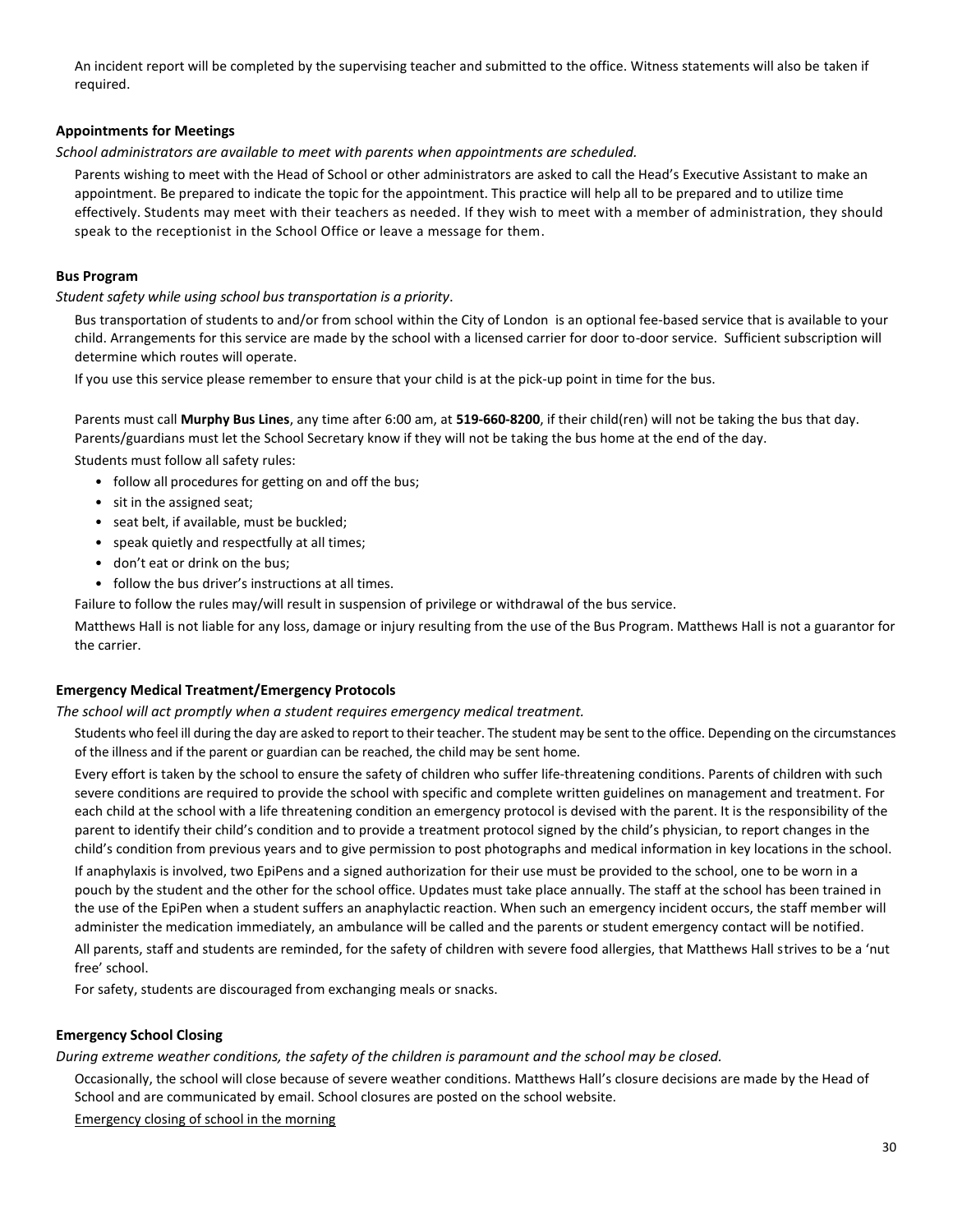An incident report will be completed by the supervising teacher and submitted to the office. Witness statements will also be taken if required.

**Appointments for Meetings**

*School administrators are available to meet with parents when appointments are scheduled.*

Parents wishing to meet with the Head of School or other administrators are asked to call the Head's Executive Assistant to make an appointment. Be prepared to indicate the topic for the appointment. This practice will help all to be prepared and to utilize time effectively. Students may meet with their teachers as needed. If they wish to meet with a member of administration, they should speak to the receptionist in the School Office or leave a message for them.

**Bus Program**

*Student safety while using school bus transportation is a priority*.

Bus transportation of students to and/or from school within the City of London is an optional fee-based service that is available to your child. Arrangements for this service are made by the school with a licensed carrier for door to-door service. Sufficient subscription will determine which routes will operate.

If you use this service please remember to ensure that your child is at the pick-up point in time for the bus.

Parents must call **Murphy Bus Lines**, any time after 6:00 am, at **519-660-8200**, if their child(ren) will not be taking the bus that day. Parents/guardians must let the School Secretary know if they will not be taking the bus home at the end of the day.

Students must follow all safety rules:

- follow all procedures for getting on and off the bus;
- sit in the assigned seat;
- seat belt, if available, must be buckled;
- speak quietly and respectfully at all times;
- don't eat or drink on the bus;
- follow the bus driver's instructions at all times.

Failure to follow the rules may/will result in suspension of privilege or withdrawal of the bus service.

Matthews Hall is not liable for any loss, damage or injury resulting from the use of the Bus Program. Matthews Hall is not a guarantor for the carrier.

**Emergency Medical Treatment/Emergency Protocols**

*The school will act promptly when a student requires emergency medical treatment.*

Students who feel ill during the day are asked to report to their teacher. The student may be sent to the office. Depending on the circumstances of the illness and if the parent or guardian can be reached, the child may be sent home.

Every effort is taken by the school to ensure the safety of children who suffer life-threatening conditions. Parents of children with such severe conditions are required to provide the school with specific and complete written guidelines on management and treatment. For each child at the school with a life threatening condition an emergency protocol is devised with the parent. It is the responsibility of the parent to identify their child's condition and to provide a treatment protocol signed by the child's physician, to report changes in the child's condition from previous years and to give permission to post photographs and medical information in key locations in the school.

If anaphylaxis is involved, two EpiPens and a signed authorization for their use must be provided to the school, one to be worn in a pouch by the student and the other for the school office. Updates must take place annually. The staff at the school has been trained in the use of the EpiPen when a student suffers an anaphylactic reaction. When such an emergency incident occurs, the staff member will administer the medication immediately, an ambulance will be called and the parents or student emergency contact will be notified.

All parents, staff and students are reminded, for the safety of children with severe food allergies, that Matthews Hall strives to be a 'nut free' school.

For safety, students are discouraged from exchanging meals or snacks.

**Emergency School Closing**

*During extreme weather conditions, the safety of the children is paramount and the school may be closed.*

Occasionally, the school will close because of severe weather conditions. Matthews Hall's closure decisions are made by the Head of School and are communicated by email. School closures are posted on the school website.

<u>Emergency closing of school in the morning</u>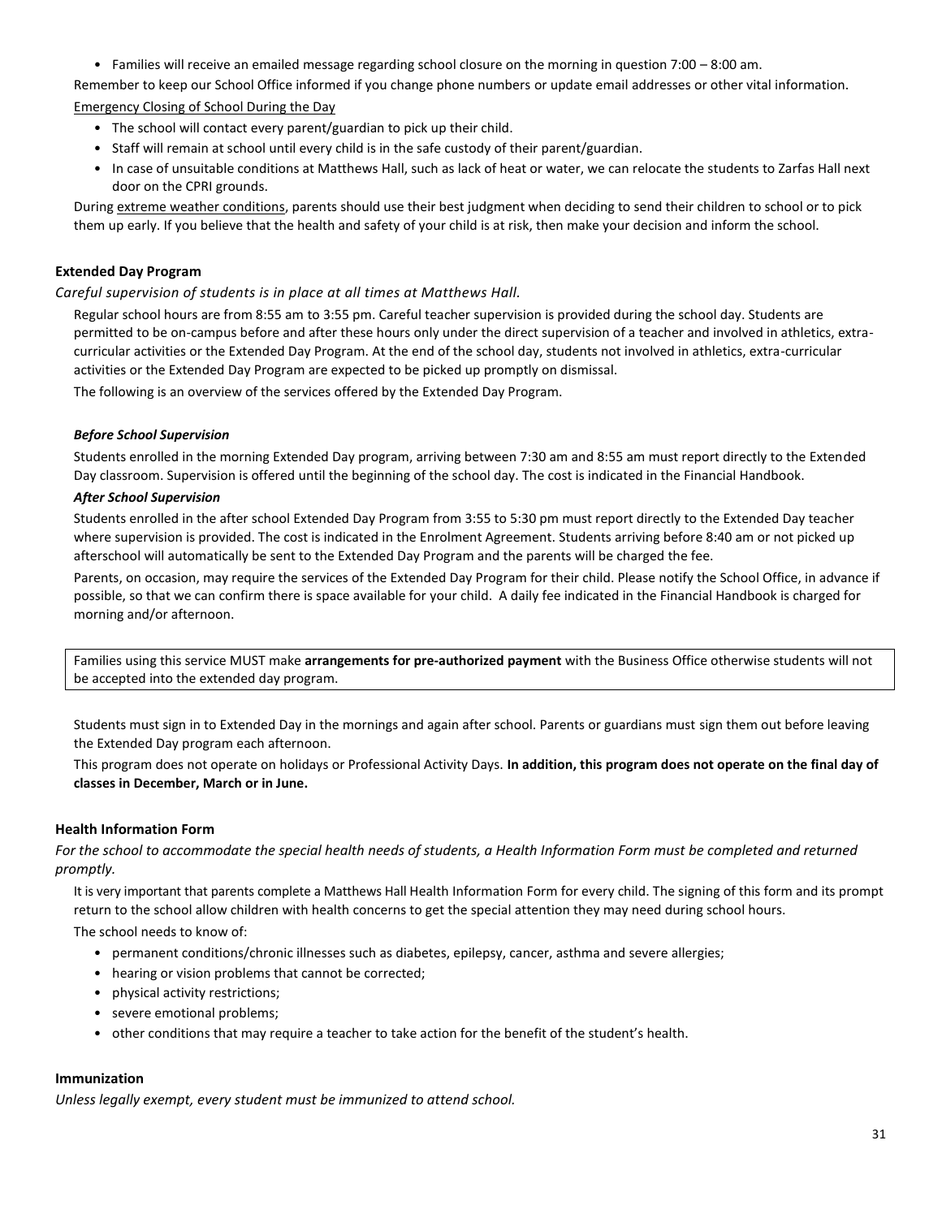- Families will receive an emailed message regarding school closure on the morning in question 7:00 – 8:00 am.

Remember to keep our School Office informed if you change phone numbers or update email addresses or other vital information.

Emergency Closing of School During the Day

- The school will contact every parent/guardian to pick up their child.
- Staff will remain at school until every child is in the safe custody of their parent/guardian.
- In case of unsuitable conditions at Matthews Hall, such as lack of heat or water, we can relocate the students to Zarfas Hall next door on the CPRI grounds.

During extreme weather conditions, parents should use their best judgment when deciding to send their children to school or to pick them up early. If you believe that the health and safety of your child is at risk, then make your decision and inform the school.

### Extended Day Program

*Careful supervision of students is in place at all times at Matthews Hall.*

Regular school hours are from 8:55 am to 3:55 pm. Careful teacher supervision is provided during the school day. Students are permitted to be on-campus before and after these hours only under the direct supervision of a teacher and involved in athletics, extra-curricular activities or the Extended Day Program. At the end of the school day, students not involved in athletics, extra-curricular activities or the Extended Day Program are expected to be picked up promptly on dismissal.

The following is an overview of the services offered by the Extended Day Program.

#### *Before School Supervision*

Students enrolled in the morning Extended Day program, arriving between 7:30 am and 8:55 am must report directly to the Extended Day classroom. Supervision is offered until the beginning of the school day. The cost is indicated in the Financial Handbook.

#### *After School Supervision*

Students enrolled in the after school Extended Day Program from 3:55 to 5:30 pm must report directly to the Extended Day teacher where supervision is provided. The cost is indicated in the Enrolment Agreement. Students arriving before 8:40 am or not picked up afterschool will automatically be sent to the Extended Day Program and the parents will be charged the fee.

Parents, on occasion, may require the services of the Extended Day Program for their child. Please notify the School Office, in advance if possible, so that we can confirm there is space available for your child. A daily fee indicated in the Financial Handbook is charged for morning and/or afternoon.

Families using this service MUST make **arrangements for pre-authorized payment** with the Business Office otherwise students will not be accepted into the extended day program.

Students must sign in to Extended Day in the mornings and again after school. Parents or guardians must sign them out before leaving the Extended Day program each afternoon.

This program does not operate on holidays or Professional Activity Days. **In addition, this program does not operate on the final day of classes in December, March or in June.**

### Health Information Form

*For the school to accommodate the special health needs of students, a Health Information Form must be completed and returned promptly.*

It is very important that parents complete a Matthews Hall Health Information Form for every child. The signing of this form and its prompt return to the school allow children with health concerns to get the special attention they may need during school hours.

The school needs to know of:

- permanent conditions/chronic illnesses such as diabetes, epilepsy, cancer, asthma and severe allergies;
- hearing or vision problems that cannot be corrected;
- physical activity restrictions;
- severe emotional problems;
- other conditions that may require a teacher to take action for the benefit of the student's health.

### Immunization

*Unless legally exempt, every student must be immunized to attend school.*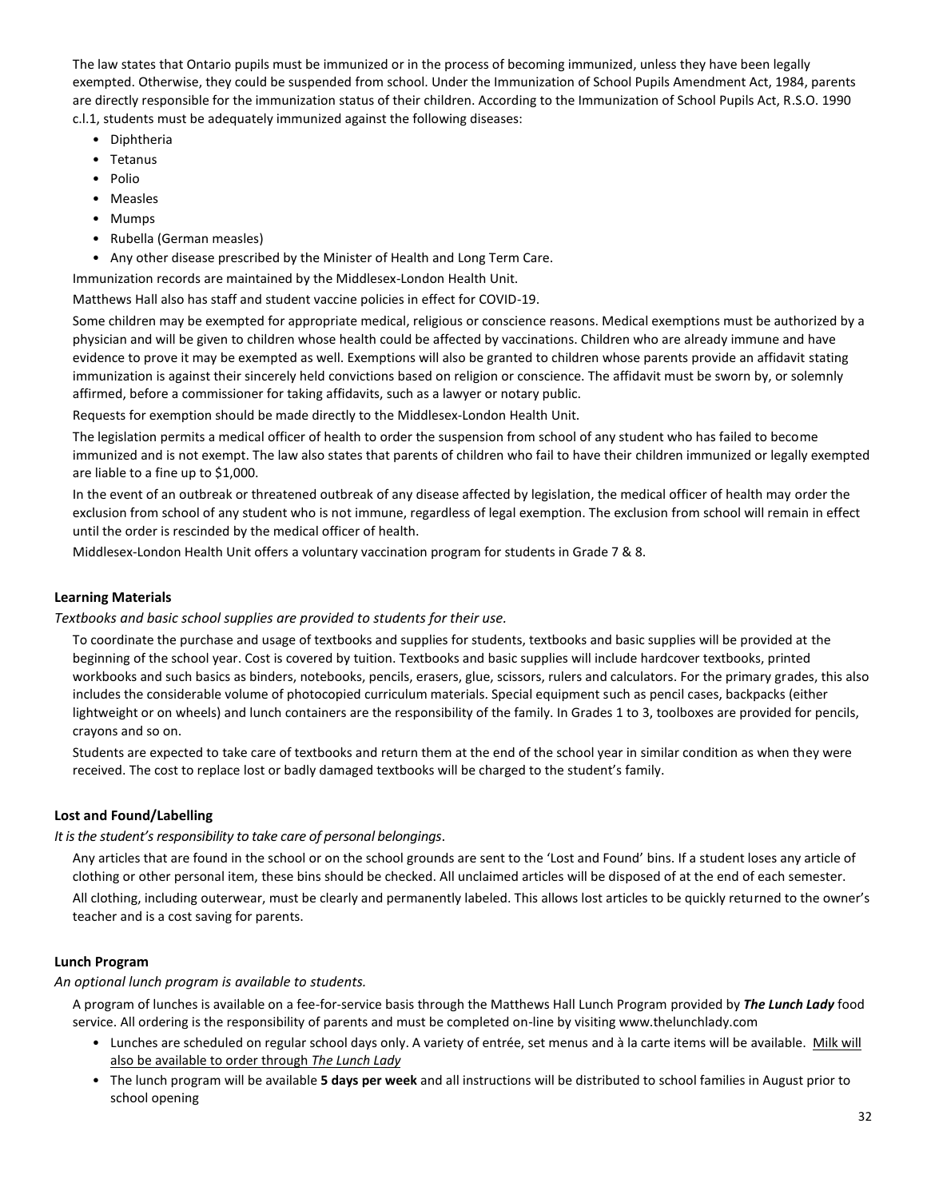The law states that Ontario pupils must be immunized or in the process of becoming immunized, unless they have been legally exempted. Otherwise, they could be suspended from school. Under the Immunization of School Pupils Amendment Act, 1984, parents are directly responsible for the immunization status of their children. According to the Immunization of School Pupils Act, R.S.O. 1990 c.l.1, students must be adequately immunized against the following diseases:

- Diphtheria
- Tetanus
- Polio
- Measles
- Mumps
- Rubella (German measles)
- Any other disease prescribed by the Minister of Health and Long Term Care.

Immunization records are maintained by the Middlesex-London Health Unit.

Matthews Hall also has staff and student vaccine policies in effect for COVID-19.

Some children may be exempted for appropriate medical, religious or conscience reasons. Medical exemptions must be authorized by a physician and will be given to children whose health could be affected by vaccinations. Children who are already immune and have evidence to prove it may be exempted as well. Exemptions will also be granted to children whose parents provide an affidavit stating immunization is against their sincerely held convictions based on religion or conscience. The affidavit must be sworn by, or solemnly affirmed, before a commissioner for taking affidavits, such as a lawyer or notary public.

Requests for exemption should be made directly to the Middlesex-London Health Unit.

The legislation permits a medical officer of health to order the suspension from school of any student who has failed to become immunized and is not exempt. The law also states that parents of children who fail to have their children immunized or legally exempted are liable to a fine up to $1,000.

In the event of an outbreak or threatened outbreak of any disease affected by legislation, the medical officer of health may order the exclusion from school of any student who is not immune, regardless of legal exemption. The exclusion from school will remain in effect until the order is rescinded by the medical officer of health.

Middlesex-London Health Unit offers a voluntary vaccination program for students in Grade 7 & 8.

**Learning Materials**

*Textbooks and basic school supplies are provided to students for their use.*

To coordinate the purchase and usage of textbooks and supplies for students, textbooks and basic supplies will be provided at the beginning of the school year. Cost is covered by tuition. Textbooks and basic supplies will include hardcover textbooks, printed workbooks and such basics as binders, notebooks, pencils, erasers, glue, scissors, rulers and calculators. For the primary grades, this also includes the considerable volume of photocopied curriculum materials. Special equipment such as pencil cases, backpacks (either lightweight or on wheels) and lunch containers are the responsibility of the family. In Grades 1 to 3, toolboxes are provided for pencils, crayons and so on.

Students are expected to take care of textbooks and return them at the end of the school year in similar condition as when they were received. The cost to replace lost or badly damaged textbooks will be charged to the student's family.

**Lost and Found/Labelling**

*It is the student's responsibility to take care of personal belongings*.

Any articles that are found in the school or on the school grounds are sent to the 'Lost and Found' bins. If a student loses any article of clothing or other personal item, these bins should be checked. All unclaimed articles will be disposed of at the end of each semester.

All clothing, including outerwear, must be clearly and permanently labeled. This allows lost articles to be quickly returned to the owner's teacher and is a cost saving for parents.

**Lunch Program**

*An optional lunch program is available to students.*

A program of lunches is available on a fee-for-service basis through the Matthews Hall Lunch Program provided by ***The Lunch Lady*** food service. All ordering is the responsibility of parents and must be completed on-line by visiting www.thelunchlady.com

- Lunches are scheduled on regular school days only. A variety of entrée, set menus and à la carte items will be available. <u>Milk will also be available to order through *The Lunch Lady*</u>
- The lunch program will be available **5 days per week** and all instructions will be distributed to school families in August prior to school opening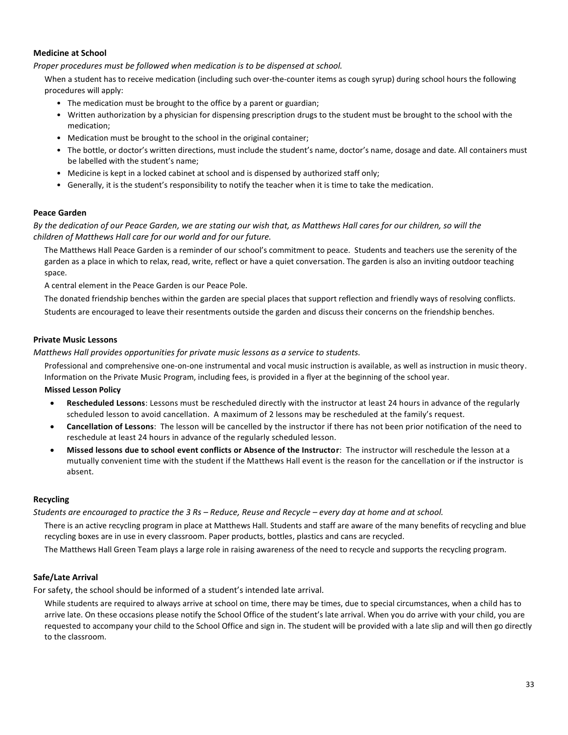**Medicine at School**

*Proper procedures must be followed when medication is to be dispensed at school.*

When a student has to receive medication (including such over-the-counter items as cough syrup) during school hours the following procedures will apply:

- The medication must be brought to the office by a parent or guardian;
- Written authorization by a physician for dispensing prescription drugs to the student must be brought to the school with the medication;
- Medication must be brought to the school in the original container;
- The bottle, or doctor's written directions, must include the student's name, doctor's name, dosage and date. All containers must be labelled with the student's name;
- Medicine is kept in a locked cabinet at school and is dispensed by authorized staff only;
- Generally, it is the student's responsibility to notify the teacher when it is time to take the medication.

**Peace Garden**

*By the dedication of our Peace Garden, we are stating our wish that, as Matthews Hall cares for our children, so will the children of Matthews Hall care for our world and for our future.*

The Matthews Hall Peace Garden is a reminder of our school's commitment to peace. Students and teachers use the serenity of the garden as a place in which to relax, read, write, reflect or have a quiet conversation. The garden is also an inviting outdoor teaching space.

A central element in the Peace Garden is our Peace Pole.

The donated friendship benches within the garden are special places that support reflection and friendly ways of resolving conflicts.

Students are encouraged to leave their resentments outside the garden and discuss their concerns on the friendship benches.

**Private Music Lessons**

*Matthews Hall provides opportunities for private music lessons as a service to students.*

Professional and comprehensive one-on-one instrumental and vocal music instruction is available, as well as instruction in music theory. Information on the Private Music Program, including fees, is provided in a flyer at the beginning of the school year.

**Missed Lesson Policy**

- **Rescheduled Lessons**: Lessons must be rescheduled directly with the instructor at least 24 hours in advance of the regularly scheduled lesson to avoid cancellation. A maximum of 2 lessons may be rescheduled at the family's request.
- **Cancellation of Lessons**: The lesson will be cancelled by the instructor if there has not been prior notification of the need to reschedule at least 24 hours in advance of the regularly scheduled lesson.
- **Missed lessons due to school event conflicts or Absence of the Instructor**: The instructor will reschedule the lesson at a mutually convenient time with the student if the Matthews Hall event is the reason for the cancellation or if the instructor is absent.

**Recycling**

*Students are encouraged to practice the 3 Rs – Reduce, Reuse and Recycle – every day at home and at school.*

There is an active recycling program in place at Matthews Hall. Students and staff are aware of the many benefits of recycling and blue recycling boxes are in use in every classroom. Paper products, bottles, plastics and cans are recycled.

The Matthews Hall Green Team plays a large role in raising awareness of the need to recycle and supports the recycling program.

**Safe/Late Arrival**

For safety, the school should be informed of a student's intended late arrival.

While students are required to always arrive at school on time, there may be times, due to special circumstances, when a child has to arrive late. On these occasions please notify the School Office of the student's late arrival. When you do arrive with your child, you are requested to accompany your child to the School Office and sign in. The student will be provided with a late slip and will then go directly to the classroom.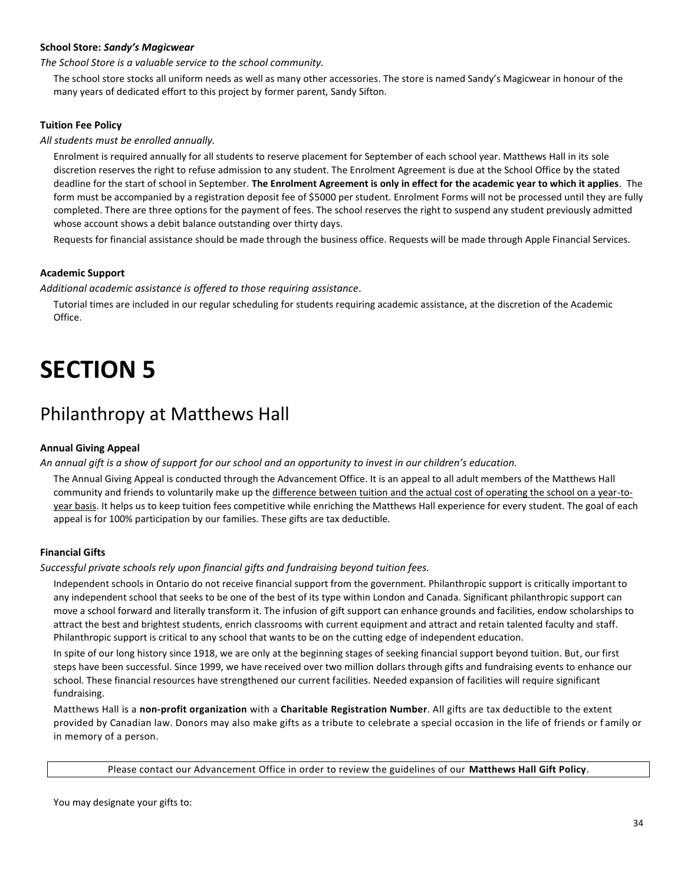**School Store: *Sandy's Magicwear***

*The School Store is a valuable service to the school community.*

The school store stocks all uniform needs as well as many other accessories. The store is named Sandy's Magicwear in honour of the many years of dedicated effort to this project by former parent, Sandy Sifton.

**Tuition Fee Policy**

*All students must be enrolled annually.*

Enrolment is required annually for all students to reserve placement for September of each school year. Matthews Hall in its sole discretion reserves the right to refuse admission to any student. The Enrolment Agreement is due at the School Office by the stated deadline for the start of school in September. **The Enrolment Agreement is only in effect for the academic year to which it applies**. The form must be accompanied by a registration deposit fee of $5000 per student. Enrolment Forms will not be processed until they are fully completed. There are three options for the payment of fees. The school reserves the right to suspend any student previously admitted whose account shows a debit balance outstanding over thirty days.

Requests for financial assistance should be made through the business office. Requests will be made through Apple Financial Services.

**Academic Support**

*Additional academic assistance is offered to those requiring assistance*.

Tutorial times are included in our regular scheduling for students requiring academic assistance, at the discretion of the Academic Office.

# SECTION 5

## Philanthropy at Matthews Hall

**Annual Giving Appeal**

*An annual gift is a show of support for our school and an opportunity to invest in our children's education.*

The Annual Giving Appeal is conducted through the Advancement Office. It is an appeal to all adult members of the Matthews Hall community and friends to voluntarily make up the difference between tuition and the actual cost of operating the school on a year-to-year basis. It helps us to keep tuition fees competitive while enriching the Matthews Hall experience for every student. The goal of each appeal is for 100% participation by our families. These gifts are tax deductible.

**Financial Gifts**

*Successful private schools rely upon financial gifts and fundraising beyond tuition fees.*

Independent schools in Ontario do not receive financial support from the government. Philanthropic support is critically important to any independent school that seeks to be one of the best of its type within London and Canada. Significant philanthropic support can move a school forward and literally transform it. The infusion of gift support can enhance grounds and facilities, endow scholarships to attract the best and brightest students, enrich classrooms with current equipment and attract and retain talented faculty and staff. Philanthropic support is critical to any school that wants to be on the cutting edge of independent education.

In spite of our long history since 1918, we are only at the beginning stages of seeking financial support beyond tuition. But, our first steps have been successful. Since 1999, we have received over two million dollars through gifts and fundraising events to enhance our school. These financial resources have strengthened our current facilities. Needed expansion of facilities will require significant fundraising.

Matthews Hall is a **non-profit organization** with a **Charitable Registration Number**. All gifts are tax deductible to the extent provided by Canadian law. Donors may also make gifts as a tribute to celebrate a special occasion in the life of friends or family or in memory of a person.

Please contact our Advancement Office in order to review the guidelines of our **Matthews Hall Gift Policy**.

You may designate your gifts to: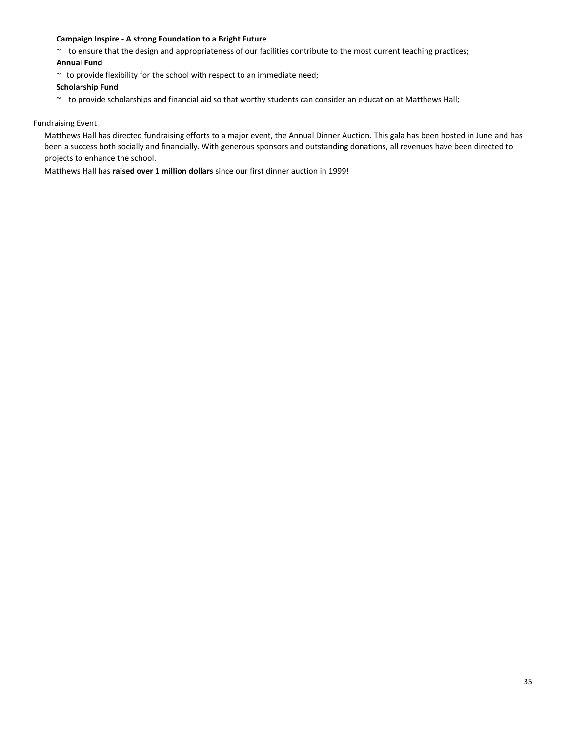**Campaign Inspire - A strong Foundation to a Bright Future**

~ to ensure that the design and appropriateness of our facilities contribute to the most current teaching practices;

**Annual Fund**

~ to provide flexibility for the school with respect to an immediate need;

**Scholarship Fund**

~ to provide scholarships and financial aid so that worthy students can consider an education at Matthews Hall;

Fundraising Event

Matthews Hall has directed fundraising efforts to a major event, the Annual Dinner Auction. This gala has been hosted in June and has been a success both socially and financially. With generous sponsors and outstanding donations, all revenues have been directed to projects to enhance the school.

Matthews Hall has **raised over 1 million dollars** since our first dinner auction in 1999!